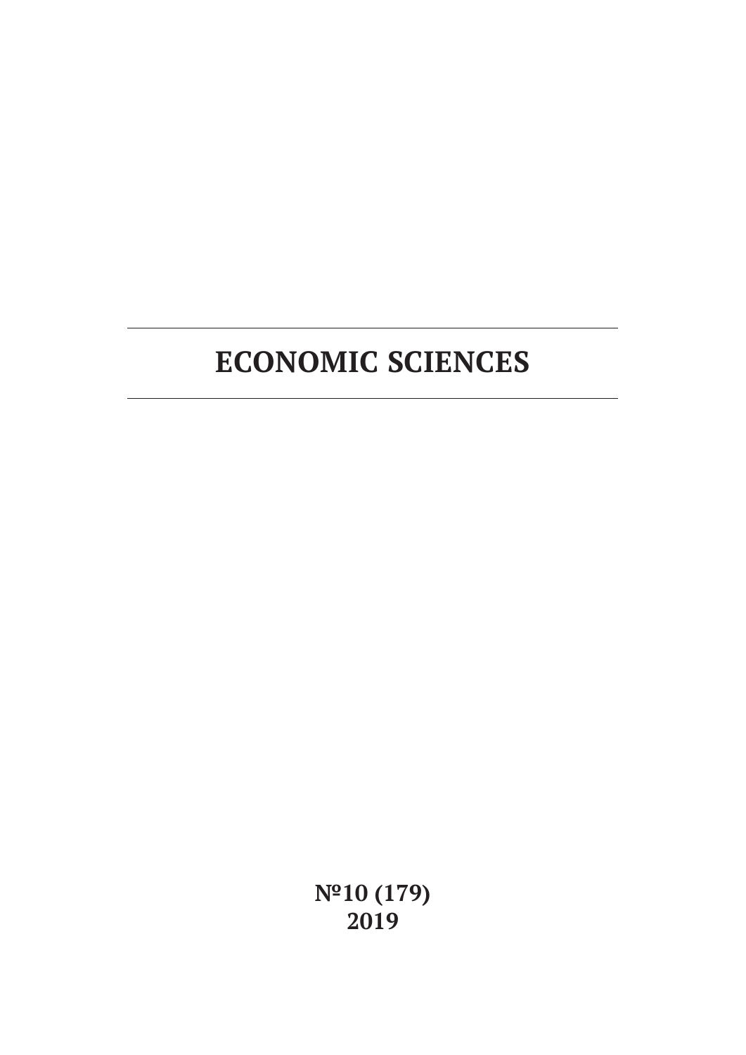# ECONOMIC SCIENCES

**№10 (179)**
**2019**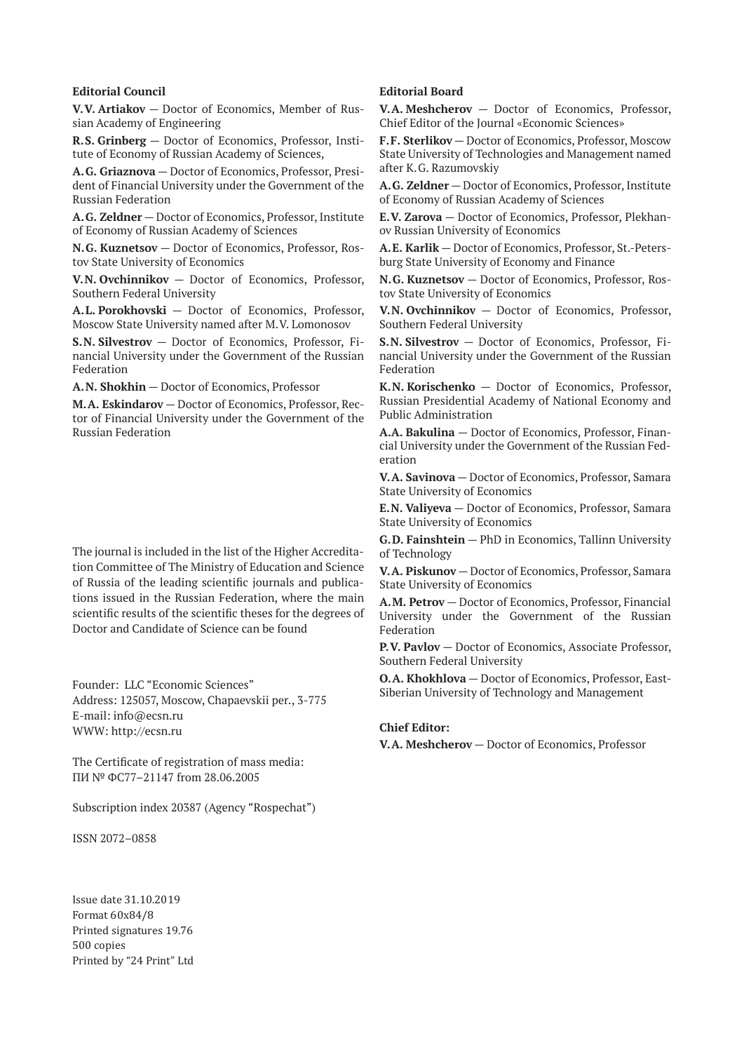**Editorial Council**

**V.V. Artiakov** — Doctor of Economics, Member of Russian Academy of Engineering

**R.S. Grinberg** — Doctor of Economics, Professor, Institute of Economy of Russian Academy of Sciences,

**A.G. Griaznova** — Doctor of Economics, Professor, President of Financial University under the Government of the Russian Federation

**A.G. Zeldner** — Doctor of Economics, Professor, Institute of Economy of Russian Academy of Sciences

**N.G. Kuznetsov** — Doctor of Economics, Professor, Rostov State University of Economics

**V.N. Ovchinnikov** — Doctor of Economics, Professor, Southern Federal University

**A.L. Porokhovski** — Doctor of Economics, Professor, Moscow State University named after M.V. Lomonosov

**S.N. Silvestrov** — Doctor of Economics, Professor, Financial University under the Government of the Russian Federation

**A.N. Shokhin** — Doctor of Economics, Professor

**M.A. Eskindarov** — Doctor of Economics, Professor, Rector of Financial University under the Government of the Russian Federation

The journal is included in the list of the Higher Accreditation Committee of The Ministry of Education and Science of Russia of the leading scientific journals and publications issued in the Russian Federation, where the main scientific results of the scientific theses for the degrees of Doctor and Candidate of Science can be found

Founder: LLC "Economic Sciences"
Address: 125057, Moscow, Chapaevskii per., 3-775
E-mail: info@ecsn.ru
WWW: http://ecsn.ru

The Certificate of registration of mass media:
ПИ № ФС77–21147 from 28.06.2005

Subscription index 20387 (Agency "Rospechat")

ISSN 2072–0858

Issue date 31.10.2019
Format 60x84/8
Printed signatures 19.76
500 copies
Printed by "24 Print" Ltd

**Editorial Board**

**V.A. Meshcherov** — Doctor of Economics, Professor, Chief Editor of the Journal «Economic Sciences»

**F.F. Sterlikov** — Doctor of Economics, Professor, Moscow State University of Technologies and Management named after K.G. Razumovskiy

**A.G. Zeldner** — Doctor of Economics, Professor, Institute of Economy of Russian Academy of Sciences

**E.V. Zarova** — Doctor of Economics, Professor, Plekhanov Russian University of Economics

**A.E. Karlik** — Doctor of Economics, Professor, St.-Petersburg State University of Economy and Finance

**N.G. Kuznetsov** — Doctor of Economics, Professor, Rostov State University of Economics

**V.N. Ovchinnikov** — Doctor of Economics, Professor, Southern Federal University

**S.N. Silvestrov** — Doctor of Economics, Professor, Financial University under the Government of the Russian Federation

**K.N. Korischenko** — Doctor of Economics, Professor, Russian Presidential Academy of National Economy and Public Administration

**A.A. Bakulina** — Doctor of Economics, Professor, Financial University under the Government of the Russian Federation

**V.A. Savinova** — Doctor of Economics, Professor, Samara State University of Economics

**E.N. Valiyeva** — Doctor of Economics, Professor, Samara State University of Economics

**G.D. Fainshtein** — PhD in Economics, Tallinn University of Technology

**V.A. Piskunov** — Doctor of Economics, Professor, Samara State University of Economics

**A.M. Petrov** — Doctor of Economics, Professor, Financial University under the Government of the Russian Federation

**P.V. Pavlov** — Doctor of Economics, Associate Professor, Southern Federal University

**O.A. Khokhlova** — Doctor of Economics, Professor, East-Siberian University of Technology and Management

**Chief Editor:**

**V.A. Meshcherov** — Doctor of Economics, Professor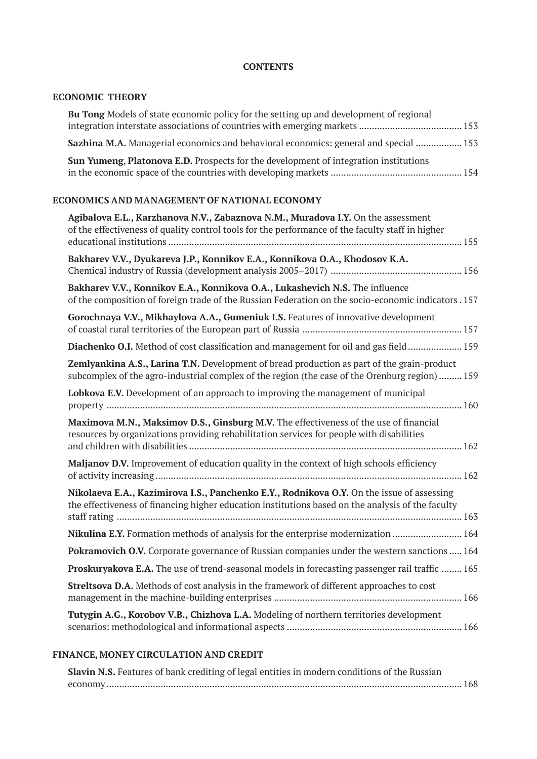# CONTENTS

## ECONOMIC THEORY

**Bu Tong** Models of state economic policy for the setting up and development of regional integration interstate associations of countries with emerging markets ........................................ 153

**Sazhina M.A.** Managerial economics and behavioral economics: general and special ................. 153

**Sun Yumeng**, **Platonova E.D.** Prospects for the development of integration institutions in the economic space of the countries with developing markets .................................................. 154

## ECONOMICS AND MANAGEMENT OF NATIONAL ECONOMY

**Agibalova E.L., Karzhanova N.V., Zabaznova N.M., Muradova I.Y.** On the assessment of the effectiveness of quality control tools for the performance of the faculty staff in higher educational institutions ................................................................................................................ 155

**Bakharev V.V., Dyukareva J.P., Konnikov E.A., Konnikova O.A., Khodosov K.A.** Chemical industry of Russia (development analysis 2005–2017) .................................................. 156

**Bakharev V.V., Konnikov E.A., Konnikova O.A., Lukashevich N.S.** The influence of the composition of foreign trade of the Russian Federation on the socio-economic indicators . 157

**Gorochnaya V.V., Mikhaylova A.A., Gumeniuk I.S.** Features of innovative development of coastal rural territories of the European part of Russia ............................................................. 157

**Diachenko O.I.** Method of cost classification and management for oil and gas field .................... 159

**Zemlyankina A.S., Larina T.N.** Development of bread production as part of the grain-product subcomplex of the agro-industrial complex of the region (the case of the Orenburg region) ......... 159

**Lobkova E.V.** Development of an approach to improving the management of municipal property ....................................................................................................................................... 160

**Maximova M.N., Maksimov D.S., Ginsburg M.V.** The effectiveness of the use of financial resources by organizations providing rehabilitation services for people with disabilities and children with disabilities ......................................................................................................... 162

**Maljanov D.V.** Improvement of education quality in the context of high schools efficiency of activity increasing ..................................................................................................................... 162

**Nikolaeva E.A., Kazimirova I.S., Panchenko E.Y., Rodnikova O.Y.** On the issue of assessing the effectiveness of financing higher education institutions based on the analysis of the faculty staff rating ................................................................................................................................... 163

**Nikulina E.Y.** Formation methods of analysis for the enterprise modernization .......................... 164

**Pokramovich O.V.** Corporate governance of Russian companies under the western sanctions ..... 164

**Proskuryakova E.A.** The use of trend-seasonal models in forecasting passenger rail traffic ........ 165

**Streltsova D.A.** Methods of cost analysis in the framework of different approaches to cost management in the machine-building enterprises ........................................................................ 166

**Tutygin A.G., Korobov V.B., Chizhova L.A.** Modeling of northern territories development scenarios: methodological and informational aspects ................................................................... 166

## FINANCE, MONEY CIRCULATION AND CREDIT

**Slavin N.S.** Features of bank crediting of legal entities in modern conditions of the Russian economy ....................................................................................................................................... 168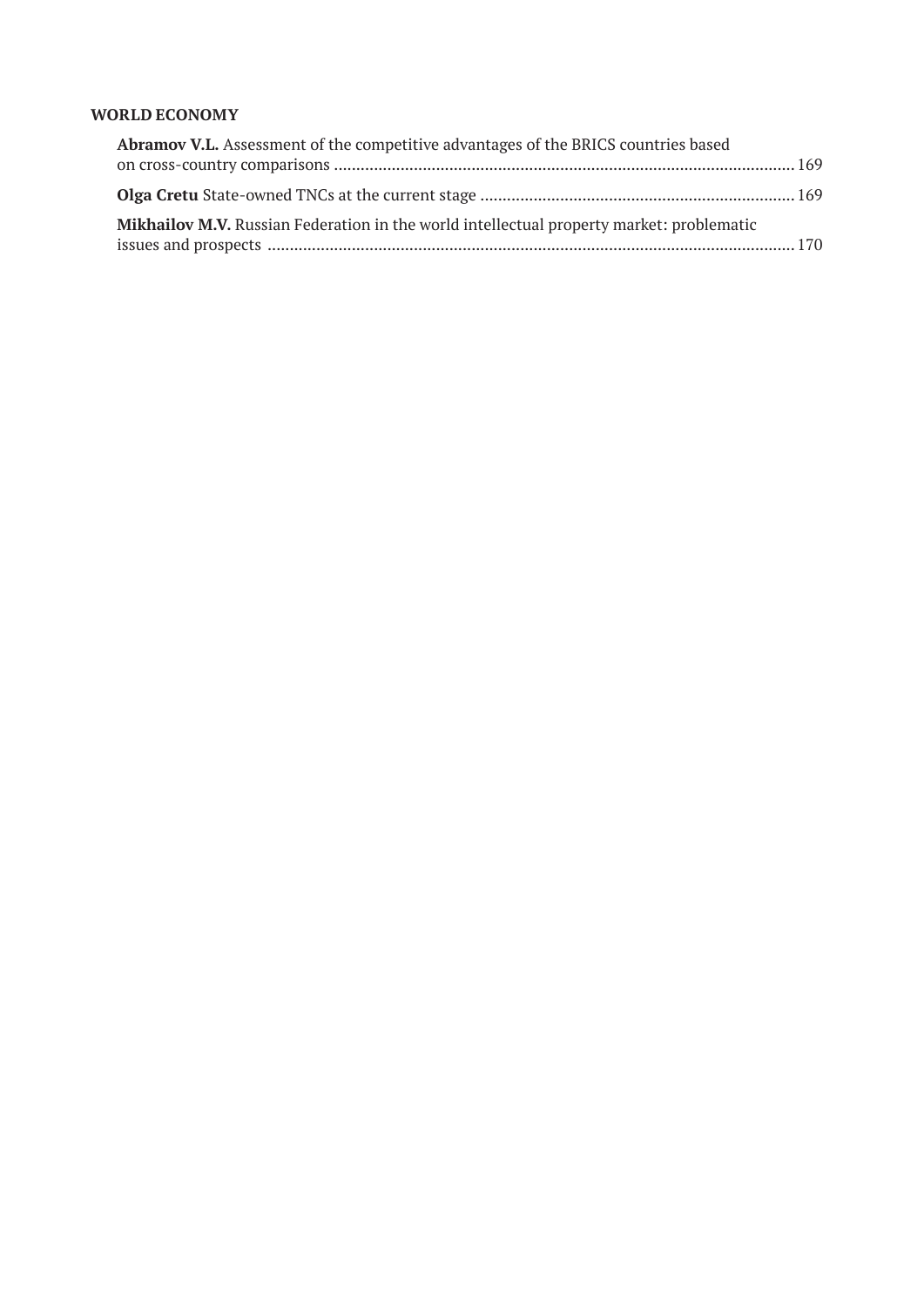## WORLD ECONOMY

**Abramov V.L.** Assessment of the competitive advantages of the BRICS countries based on cross-country comparisons ........................................................................................................ 169

**Olga Cretu** State-owned TNCs at the current stage ....................................................................... 169

**Mikhailov M.V.** Russian Federation in the world intellectual property market: problematic issues and prospects ....................................................................................................................... 170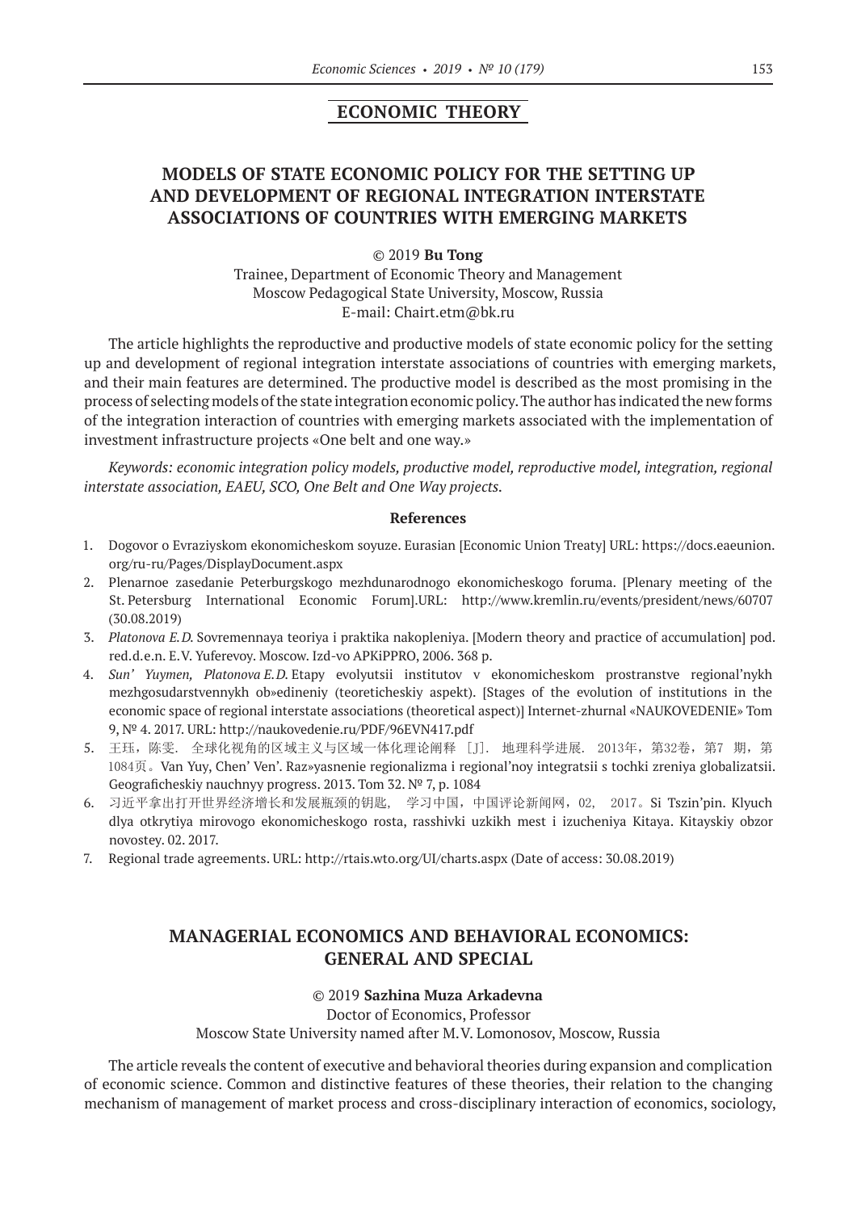## ECONOMIC THEORY

# MODELS OF STATE ECONOMIC POLICY FOR THE SETTING UP AND DEVELOPMENT OF REGIONAL INTEGRATION INTERSTATE ASSOCIATIONS OF COUNTRIES WITH EMERGING MARKETS

© 2019 **Bu Tong**

Trainee, Department of Economic Theory and Management
Moscow Pedagogical State University, Moscow, Russia
E-mail: Chairt.etm@bk.ru

The article highlights the reproductive and productive models of state economic policy for the setting up and development of regional integration interstate associations of countries with emerging markets, and their main features are determined. The productive model is described as the most promising in the process of selecting models of the state integration economic policy. The author has indicated the new forms of the integration interaction of countries with emerging markets associated with the implementation of investment infrastructure projects «One belt and one way.»

*Keywords: economic integration policy models, productive model, reproductive model, integration, regional interstate association, EAEU, SCO, One Belt and One Way projects.*

### References

1. Dogovor o Evraziyskom ekonomicheskom soyuze. Eurasian [Economic Union Treaty] URL: https://docs.eaeunion.org/ru-ru/Pages/DisplayDocument.aspx
2. Plenarnoe zasedanie Peterburgskogo mezhdunarodnogo ekonomicheskogo foruma. [Plenary meeting of the St. Petersburg International Economic Forum].URL: http://www.kremlin.ru/events/president/news/60707 (30.08.2019)
3. *Platonova E.D.* Sovremennaya teoriya i praktika nakopleniya. [Modern theory and practice of accumulation] pod. red.d.e.n. E.V. Yuferevoy. Moscow. Izd-vo APKiPPRO, 2006. 368 p.
4. *Sun' Yuymen, Platonova E.D.* Etapy evolyutsii institutov v ekonomicheskom prostranstve regional'nykh mezhgosudarstvennykh ob»edineniy (teoreticheskiy aspekt). [Stages of the evolution of institutions in the economic space of regional interstate associations (theoretical aspect)] Internet-zhurnal «NAUKOVEDENIE» Tom 9, № 4. 2017. URL: http://naukovedenie.ru/PDF/96EVN417.pdf
5. 王玨，陈雯．全球化视角的区域主义与区域一体化理论阐释［J］．地理科学进展．2013年，第32卷，第7 期，第1084页。Van Yuy, Chen' Ven'. Raz»yasnenie regionalizma i regional'noy integratsii s tochki zreniya globalizatsii. Geograficheskiy nauchnyy progress. 2013. Tom 32. № 7, p. 1084
6. 习近平拿出打开世界经济增长和发展瓶颈的钥匙，学习中国，中国评论新闻网，02，2017。Si Tszin'pin. Klyuch dlya otkrytiya mirovogo ekonomicheskogo rosta, rasshivki uzkikh mest i izucheniya Kitaya. Kitayskiy obzor novostey. 02. 2017.
7. Regional trade agreements. URL: http://rtais.wto.org/UI/charts.aspx (Date of access: 30.08.2019)

# MANAGERIAL ECONOMICS AND BEHAVIORAL ECONOMICS: GENERAL AND SPECIAL

© 2019 **Sazhina Muza Arkadevna**

Doctor of Economics, Professor
Moscow State University named after M.V. Lomonosov, Moscow, Russia

The article reveals the content of executive and behavioral theories during expansion and complication of economic science. Common and distinctive features of these theories, their relation to the changing mechanism of management of market process and cross-disciplinary interaction of economics, sociology,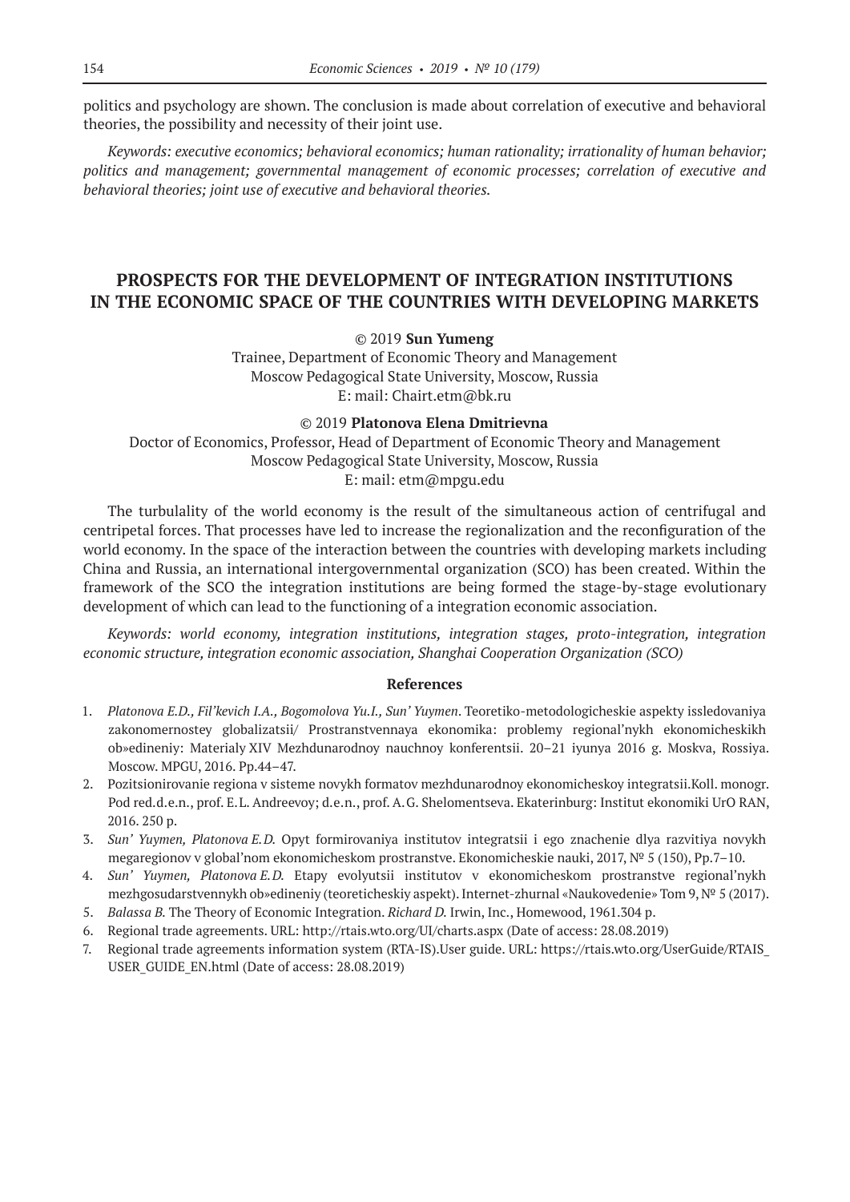politics and psychology are shown. The conclusion is made about correlation of executive and behavioral theories, the possibility and necessity of their joint use.

*Keywords: executive economics; behavioral economics; human rationality; irrationality of human behavior; politics and management; governmental management of economic processes; correlation of executive and behavioral theories; joint use of executive and behavioral theories.*

## PROSPECTS FOR THE DEVELOPMENT OF INTEGRATION INSTITUTIONS IN THE ECONOMIC SPACE OF THE COUNTRIES WITH DEVELOPING MARKETS

© 2019 **Sun Yumeng**
Trainee, Department of Economic Theory and Management
Moscow Pedagogical State University, Moscow, Russia
E: mail: Chairt.etm@bk.ru

© 2019 **Platonova Elena Dmitrievna**
Doctor of Economics, Professor, Head of Department of Economic Theory and Management
Moscow Pedagogical State University, Moscow, Russia
E: mail: etm@mpgu.edu

The turbulality of the world economy is the result of the simultaneous action of centrifugal and centripetal forces. That processes have led to increase the regionalization and the reconfiguration of the world economy. In the space of the interaction between the countries with developing markets including China and Russia, an international intergovernmental organization (SCO) has been created. Within the framework of the SCO the integration institutions are being formed the stage-by-stage evolutionary development of which can lead to the functioning of a integration economic association.

*Keywords: world economy, integration institutions, integration stages, proto-integration, integration economic structure, integration economic association, Shanghai Cooperation Organization (SCO)*

### References

1. *Platonova E.D., Fil'kevich I.A., Bogomolova Yu.I., Sun' Yuymen*. Teoretiko-metodologicheskie aspekty issledovaniya zakonomernostey globalizatsii/ Prostranstvennaya ekonomika: problemy regional'nykh ekonomicheskikh ob»edineniy: Materialy XIV Mezhdunarodnoy nauchnoy konferentsii. 20–21 iyunya 2016 g. Moskva, Rossiya. Moscow. MPGU, 2016. Pp.44–47.
2. Pozitsionirovanie regiona v sisteme novykh formatov mezhdunarodnoy ekonomicheskoy integratsii.Koll. monogr. Pod red.d.e.n., prof. E.L. Andreevoy; d.e.n., prof. A.G. Shelomentseva. Ekaterinburg: Institut ekonomiki UrO RAN, 2016. 250 p.
3. *Sun' Yuymen, Platonova E.D.* Opyt formirovaniya institutov integratsii i ego znachenie dlya razvitiya novykh megaregionov v global'nom ekonomicheskom prostranstve. Ekonomicheskie nauki, 2017, № 5 (150), Pp.7–10.
4. *Sun' Yuymen, Platonova E.D.* Etapy evolyutsii institutov v ekonomicheskom prostranstve regional'nykh mezhgosudarstvennykh ob»edineniy (teoreticheskiy aspekt). Internet-zhurnal «Naukovedenie» Tom 9, № 5 (2017).
5. *Balassa B.* The Theory of Economic Integration. *Richard D.* Irwin, Inc., Homewood, 1961.304 p.
6. Regional trade agreements. URL: http://rtais.wto.org/UI/charts.aspx (Date of access: 28.08.2019)
7. Regional trade agreements information system (RTA-IS).User guide. URL: https://rtais.wto.org/UserGuide/RTAIS_USER_GUIDE_EN.html (Date of access: 28.08.2019)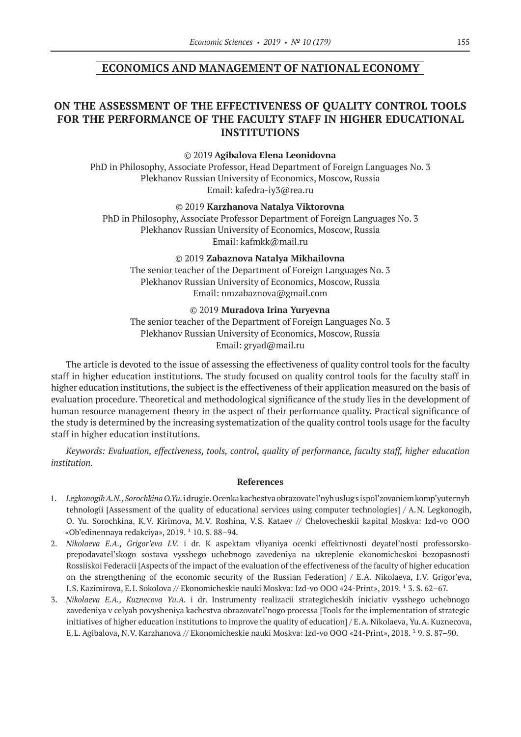## ECONOMICS AND MANAGEMENT OF NATIONAL ECONOMY

# ON THE ASSESSMENT OF THE EFFECTIVENESS OF QUALITY CONTROL TOOLS FOR THE PERFORMANCE OF THE FACULTY STAFF IN HIGHER EDUCATIONAL INSTITUTIONS

© 2019 **Agibalova Elena Leonidovna**
PhD in Philosophy, Associate Professor, Head Department of Foreign Languages No. 3
Plekhanov Russian University of Economics, Moscow, Russia
Email: kafedra-iy3@rea.ru

© 2019 **Karzhanova Natalya Viktorovna**
PhD in Philosophy, Associate Professor Department of Foreign Languages No. 3
Plekhanov Russian University of Economics, Moscow, Russia
Email: kafmkk@mail.ru

© 2019 **Zabaznova Natalya Mikhailovna**
The senior teacher of the Department of Foreign Languages No. 3
Plekhanov Russian University of Economics, Moscow, Russia
Email: nmzabaznova@gmail.com

© 2019 **Muradova Irina Yuryevna**
The senior teacher of the Department of Foreign Languages No. 3
Plekhanov Russian University of Economics, Moscow, Russia
Email: gryad@mail.ru

The article is devoted to the issue of assessing the effectiveness of quality control tools for the faculty staff in higher education institutions. The study focused on quality control tools for the faculty staff in higher education institutions, the subject is the effectiveness of their application measured on the basis of evaluation procedure. Theoretical and methodological significance of the study lies in the development of human resource management theory in the aspect of their performance quality. Practical significance of the study is determined by the increasing systematization of the quality control tools usage for the faculty staff in higher education institutions.

*Keywords: Evaluation, effectiveness, tools, control, quality of performance, faculty staff, higher education institution.*

### References

1. *Legkonogih A.N., Sorochkina O.Yu.* i drugie. Ocenka kachestva obrazovatel'nyh uslug s ispol'zovaniem komp'yuternyh tehnologii [Assessment of the quality of educational services using computer technologies] / A.N. Legkonogih, O. Yu. Sorochkina, K.V. Kirimova, M.V. Roshina, V.S. Kataev // Chelovecheskii kapital Moskva: Izd-vo OOO «Ob'edinennaya redakciya», 2019. ¹ 10. S. 88–94.
2. *Nikolaeva E.A., Grigor'eva I.V.* i dr. K aspektam vliyaniya ocenki effektivnosti deyatel'nosti professorsko-prepodavatel'skogo sostava vysshego uchebnogo zavedeniya na ukreplenie ekonomicheskoi bezopasnosti Rossiiskoi Federacii [Aspects of the impact of the evaluation of the effectiveness of the faculty of higher education on the strengthening of the economic security of the Russian Federation] / E.A. Nikolaeva, I.V. Grigor'eva, I.S. Kazimirova, E.I. Sokolova // Ekonomicheskie nauki Moskva: Izd-vo OOO «24-Print», 2019. ¹ 3. S. 62–67.
3. *Nikolaeva E.A., Kuznecova Yu.A.* i dr. Instrumenty realizacii strategicheskih iniciativ vysshego uchebnogo zavedeniya v celyah povysheniya kachestva obrazovatel'nogo processa [Tools for the implementation of strategic initiatives of higher education institutions to improve the quality of education] / E.A. Nikolaeva, Yu.A. Kuznecova, E.L. Agibalova, N.V. Karzhanova // Ekonomicheskie nauki Moskva: Izd-vo OOO «24-Print», 2018. ¹ 9. S. 87–90.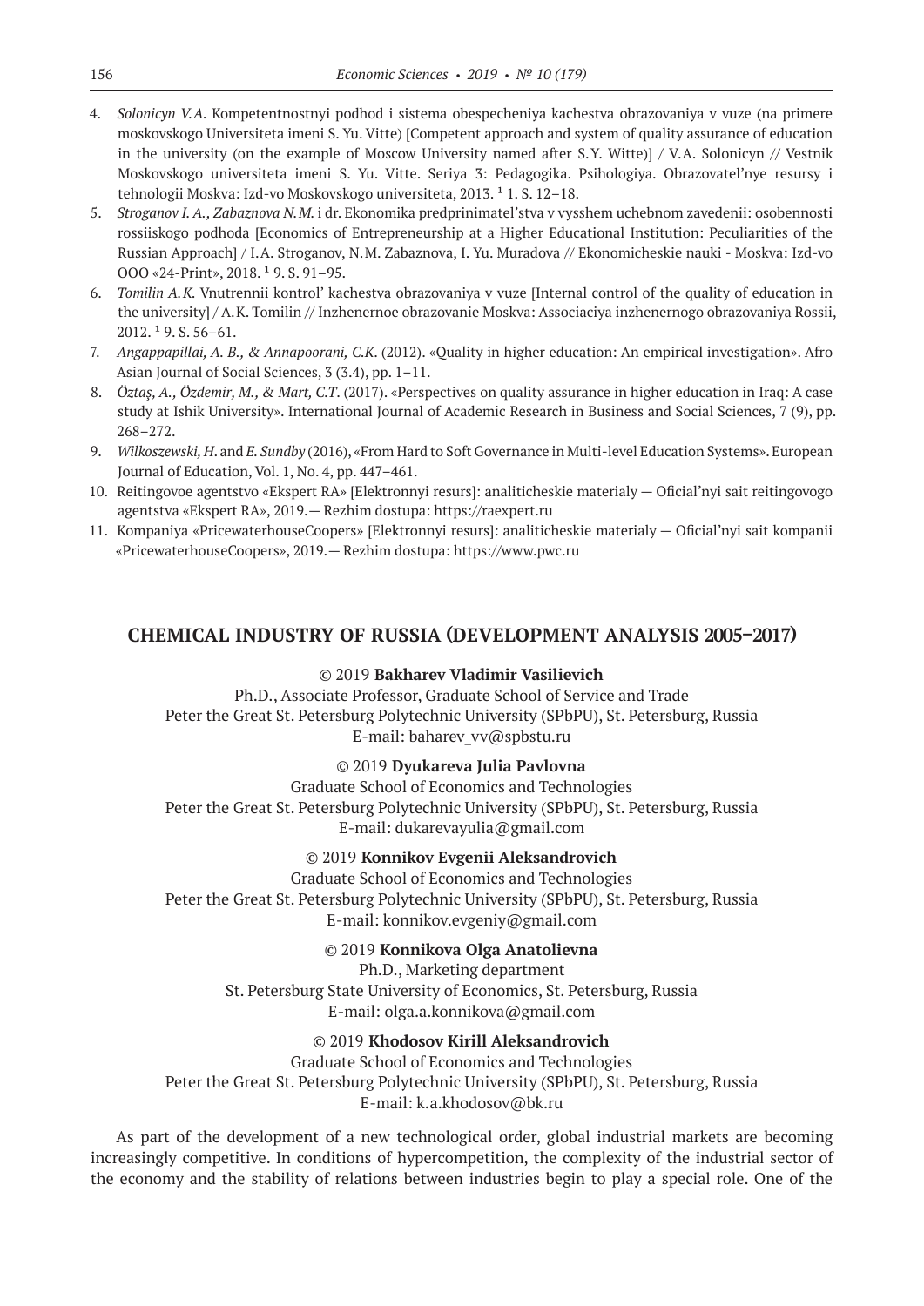4. *Solonicyn V.A.* Kompetentnostnyi podhod i sistema obespecheniya kachestva obrazovaniya v vuze (na primere moskovskogo Universiteta imeni S. Yu. Vitte) [Competent approach and system of quality assurance of education in the university (on the example of Moscow University named after S.Y. Witte)] / V.A. Solonicyn // Vestnik Moskovskogo universiteta imeni S. Yu. Vitte. Seriya 3: Pedagogika. Psihologiya. Obrazovatel'nye resursy i tehnologii Moskva: Izd-vo Moskovskogo universiteta, 2013. ¹ 1. S. 12–18.
5. *Stroganov I. A., Zabaznova N.M.* i dr. Ekonomika predprinimatel'stva v vysshem uchebnom zavedenii: osobennosti rossiiskogo podhoda [Economics of Entrepreneurship at a Higher Educational Institution: Peculiarities of the Russian Approach] / I.A. Stroganov, N.M. Zabaznova, I. Yu. Muradova // Ekonomicheskie nauki - Moskva: Izd-vo OOO «24-Print», 2018. ¹ 9. S. 91–95.
6. *Tomilin A.K.* Vnutrennii kontrol' kachestva obrazovaniya v vuze [Internal control of the quality of education in the university] / A.K. Tomilin // Inzhenernoe obrazovanie Moskva: Associaciya inzhenernogo obrazovaniya Rossii, 2012. ¹ 9. S. 56–61.
7. *Angappapillai, A. B., & Annapoorani, C.K.* (2012). «Quality in higher education: An empirical investigation». Afro Asian Journal of Social Sciences, 3 (3.4), pp. 1–11.
8. *Öztaş, A., Özdemir, M., & Mart, C.T.* (2017). «Perspectives on quality assurance in higher education in Iraq: A case study at Ishik University». International Journal of Academic Research in Business and Social Sciences, 7 (9), pp. 268–272.
9. *Wilkoszewski, H.* and *E. Sundby* (2016), «From Hard to Soft Governance in Multi-level Education Systems». European Journal of Education, Vol. 1, No. 4, pp. 447–461.
10. Reitingovoe agentstvo «Ekspert RA» [Elektronnyi resurs]: analiticheskie materialy — Oficial'nyi sait reitingovogo agentstva «Ekspert RA», 2019.— Rezhim dostupa: https://raexpert.ru
11. Kompaniya «PricewaterhouseCoopers» [Elektronnyi resurs]: analiticheskie materialy — Oficial'nyi sait kompanii «PricewaterhouseCoopers», 2019.— Rezhim dostupa: https://www.pwc.ru

## CHEMICAL INDUSTRY OF RUSSIA (DEVELOPMENT ANALYSIS 2005–2017)

© 2019 **Bakharev Vladimir Vasilievich**
Ph.D., Associate Professor, Graduate School of Service and Trade
Peter the Great St. Petersburg Polytechnic University (SPbPU), St. Petersburg, Russia
E-mail: baharev_vv@spbstu.ru

© 2019 **Dyukareva Julia Pavlovna**
Graduate School of Economics and Technologies
Peter the Great St. Petersburg Polytechnic University (SPbPU), St. Petersburg, Russia
E-mail: dukarevayulia@gmail.com

© 2019 **Konnikov Evgenii Aleksandrovich**
Graduate School of Economics and Technologies
Peter the Great St. Petersburg Polytechnic University (SPbPU), St. Petersburg, Russia
E-mail: konnikov.evgeniy@gmail.com

© 2019 **Konnikova Olga Anatolievna**
Ph.D., Marketing department
St. Petersburg State University of Economics, St. Petersburg, Russia
E-mail: olga.a.konnikova@gmail.com

© 2019 **Khodosov Kirill Aleksandrovich**
Graduate School of Economics and Technologies
Peter the Great St. Petersburg Polytechnic University (SPbPU), St. Petersburg, Russia
E-mail: k.a.khodosov@bk.ru

As part of the development of a new technological order, global industrial markets are becoming increasingly competitive. In conditions of hypercompetition, the complexity of the industrial sector of the economy and the stability of relations between industries begin to play a special role. One of the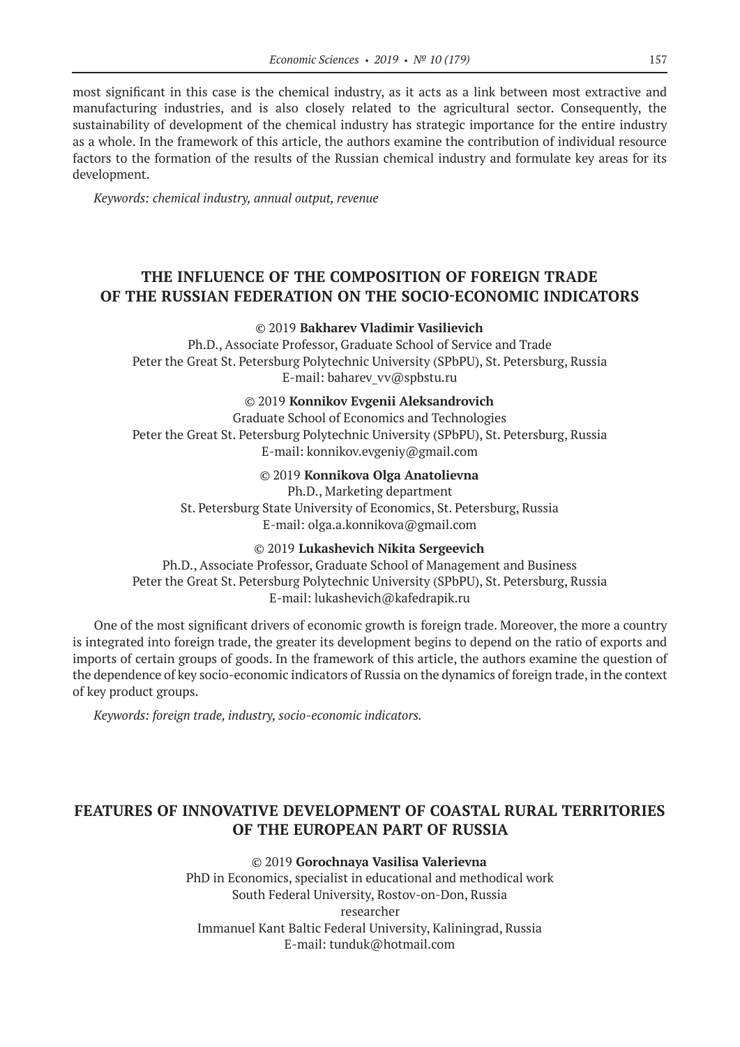most significant in this case is the chemical industry, as it acts as a link between most extractive and manufacturing industries, and is also closely related to the agricultural sector. Consequently, the sustainability of development of the chemical industry has strategic importance for the entire industry as a whole. In the framework of this article, the authors examine the contribution of individual resource factors to the formation of the results of the Russian chemical industry and formulate key areas for its development.

*Keywords: chemical industry, annual output, revenue*

## THE INFLUENCE OF THE COMPOSITION OF FOREIGN TRADE OF THE RUSSIAN FEDERATION ON THE SOCIO-ECONOMIC INDICATORS

© 2019 **Bakharev Vladimir Vasilievich**
Ph.D., Associate Professor, Graduate School of Service and Trade
Peter the Great St. Petersburg Polytechnic University (SPbPU), St. Petersburg, Russia
E-mail: baharev_vv@spbstu.ru

© 2019 **Konnikov Evgenii Aleksandrovich**
Graduate School of Economics and Technologies
Peter the Great St. Petersburg Polytechnic University (SPbPU), St. Petersburg, Russia
E-mail: konnikov.evgeniy@gmail.com

© 2019 **Konnikova Olga Anatolievna**
Ph.D., Marketing department
St. Petersburg State University of Economics, St. Petersburg, Russia
E-mail: olga.a.konnikova@gmail.com

© 2019 **Lukashevich Nikita Sergeevich**
Ph.D., Associate Professor, Graduate School of Management and Business
Peter the Great St. Petersburg Polytechnic University (SPbPU), St. Petersburg, Russia
E-mail: lukashevich@kafedrapik.ru

One of the most significant drivers of economic growth is foreign trade. Moreover, the more a country is integrated into foreign trade, the greater its development begins to depend on the ratio of exports and imports of certain groups of goods. In the framework of this article, the authors examine the question of the dependence of key socio-economic indicators of Russia on the dynamics of foreign trade, in the context of key product groups.

*Keywords: foreign trade, industry, socio-economic indicators.*

## FEATURES OF INNOVATIVE DEVELOPMENT OF COASTAL RURAL TERRITORIES OF THE EUROPEAN PART OF RUSSIA

© 2019 **Gorochnaya Vasilisa Valerievna**
PhD in Economics, specialist in educational and methodical work
South Federal University, Rostov-on-Don, Russia
researcher
Immanuel Kant Baltic Federal University, Kaliningrad, Russia
E-mail: tunduk@hotmail.com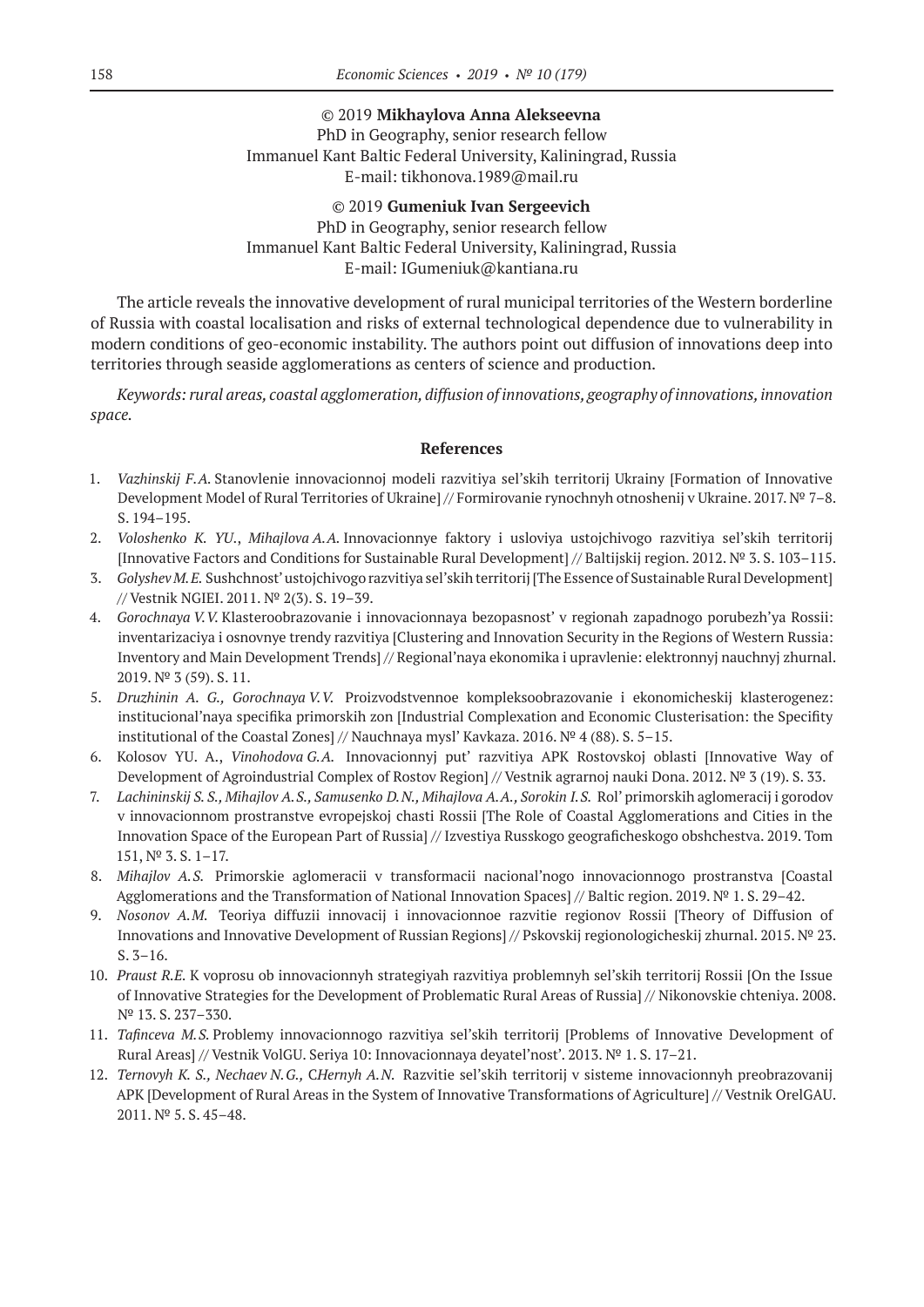© 2019 **Mikhaylova Anna Alekseevna**
PhD in Geography, senior research fellow
Immanuel Kant Baltic Federal University, Kaliningrad, Russia
E-mail: tikhonova.1989@mail.ru

© 2019 **Gumeniuk Ivan Sergeevich**
PhD in Geography, senior research fellow
Immanuel Kant Baltic Federal University, Kaliningrad, Russia
E-mail: IGumeniuk@kantiana.ru

The article reveals the innovative development of rural municipal territories of the Western borderline of Russia with coastal localisation and risks of external technological dependence due to vulnerability in modern conditions of geo-economic instability. The authors point out diffusion of innovations deep into territories through seaside agglomerations as centers of science and production.

*Keywords: rural areas, coastal agglomeration, diffusion of innovations, geography of innovations, innovation space.*

## References

1. *Vazhinskij F.A.* Stanovlenie innovacionnoj modeli razvitiya sel'skih territorij Ukrainy [Formation of Innovative Development Model of Rural Territories of Ukraine] // Formirovanie rynochnyh otnoshenij v Ukraine. 2017. № 7–8. S. 194–195.
2. *Voloshenko K. YU.*, *Mihajlova A.A.* Innovacionnye faktory i usloviya ustojchivogo razvitiya sel'skih territorij [Innovative Factors and Conditions for Sustainable Rural Development] // Baltijskij region. 2012. № 3. S. 103–115.
3. *Golyshev M.E.* Sushchnost' ustojchivogo razvitiya sel'skih territorij [The Essence of Sustainable Rural Development] // Vestnik NGIEI. 2011. № 2(3). S. 19–39.
4. *Gorochnaya V.V.* Klasteroobrazovanie i innovacionnaya bezopasnost' v regionah zapadnogo porubezh'ya Rossii: inventarizaciya i osnovnye trendy razvitiya [Clustering and Innovation Security in the Regions of Western Russia: Inventory and Main Development Trends] // Regional'naya ekonomika i upravlenie: elektronnyj nauchnyj zhurnal. 2019. № 3 (59). S. 11.
5. *Druzhinin A. G., Gorochnaya V.V.* Proizvodstvennoe kompleksoobrazovanie i ekonomicheskij klasterogenez: institucional'naya specifika primorskih zon [Industrial Complexation and Economic Clusterisation: the Specifity institutional of the Coastal Zones] // Nauchnaya mysl' Kavkaza. 2016. № 4 (88). S. 5–15.
6. Kolosov YU. A., *Vinohodova G.A.* Innovacionnyj put' razvitiya APK Rostovskoj oblasti [Innovative Way of Development of Agroindustrial Complex of Rostov Region] // Vestnik agrarnoj nauki Dona. 2012. № 3 (19). S. 33.
7. *Lachininskij S.S., Mihajlov A.S., Samusenko D.N., Mihajlova A.A., Sorokin I.S.* Rol' primorskih aglomeracij i gorodov v innovacionnom prostranstve evropejskoj chasti Rossii [The Role of Coastal Agglomerations and Cities in the Innovation Space of the European Part of Russia] // Izvestiya Russkogo geograficheskogo obshchestva. 2019. Tom 151, № 3. S. 1–17.
8. *Mihajlov A.S.* Primorskie aglomeracii v transformacii nacional'nogo innovacionnogo prostranstva [Coastal Agglomerations and the Transformation of National Innovation Spaces] // Baltic region. 2019. № 1. S. 29–42.
9. *Nosonov A.M.* Teoriya diffuzii innovacij i innovacionnoe razvitie regionov Rossii [Theory of Diffusion of Innovations and Innovative Development of Russian Regions] // Pskovskij regionologicheskij zhurnal. 2015. № 23. S. 3–16.
10. *Praust R.E.* K voprosu ob innovacionnyh strategiyah razvitiya problemnyh sel'skih territorij Rossii [On the Issue of Innovative Strategies for the Development of Problematic Rural Areas of Russia] // Nikonovskie chteniya. 2008. № 13. S. 237–330.
11. *Tafinceva M.S.* Problemy innovacionnogo razvitiya sel'skih territorij [Problems of Innovative Development of Rural Areas] // Vestnik VolGU. Seriya 10: Innovacionnaya deyatel'nost'. 2013. № 1. S. 17–21.
12. *Ternovyh K. S., Nechaev N.G.,* C*Hernyh A.N.* Razvitie sel'skih territorij v sisteme innovacionnyh preobrazovanij APK [Development of Rural Areas in the System of Innovative Transformations of Agriculture] // Vestnik OrelGAU. 2011. № 5. S. 45–48.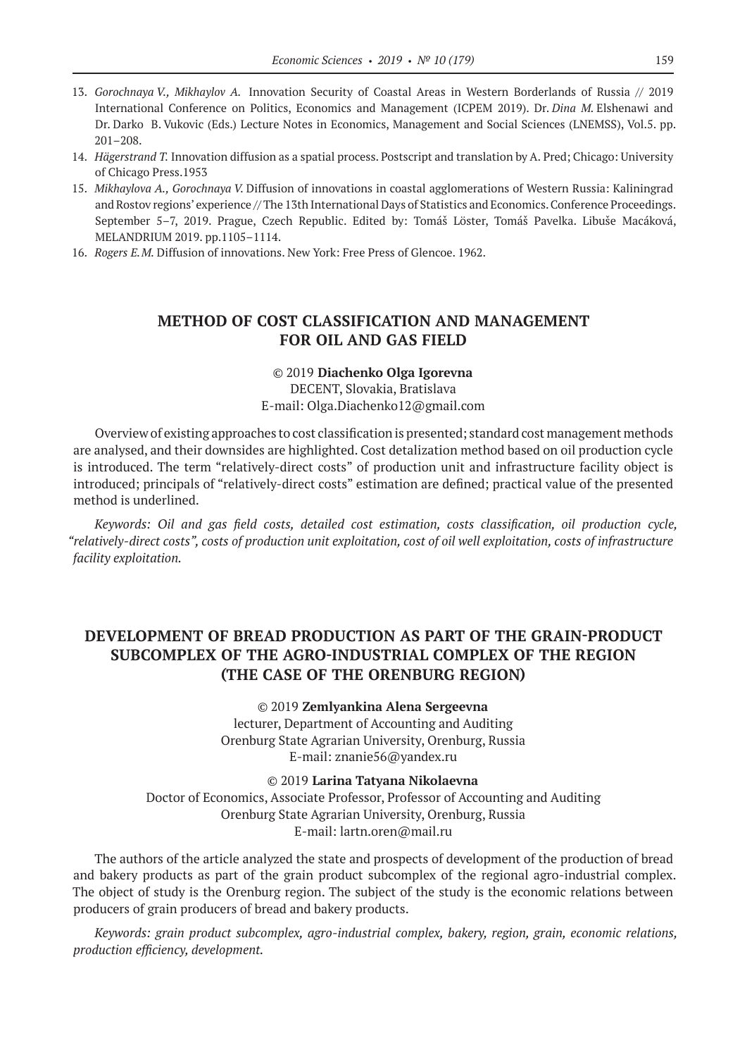13. *Gorochnaya V., Mikhaylov A.* Innovation Security of Coastal Areas in Western Borderlands of Russia // 2019 International Conference on Politics, Economics and Management (ICPEM 2019). Dr. *Dina M.* Elshenawi and Dr. Darko B. Vukovic (Eds.) Lecture Notes in Economics, Management and Social Sciences (LNEMSS), Vol.5. pp. 201–208.
14. *Hägerstrand T.* Innovation diffusion as a spatial process. Postscript and translation by A. Pred; Chicago: University of Chicago Press.1953
15. *Mikhaylova A., Gorochnaya V.* Diffusion of innovations in coastal agglomerations of Western Russia: Kaliningrad and Rostov regions' experience // The 13th International Days of Statistics and Economics. Conference Proceedings. September 5–7, 2019. Prague, Czech Republic. Edited by: Tomáš Löster, Tomáš Pavelka. Libuše Macáková, MELANDRIUM 2019. pp.1105–1114.
16. *Rogers E.M.* Diffusion of innovations. New York: Free Press of Glencoe. 1962.

## METHOD OF COST CLASSIFICATION AND MANAGEMENT FOR OIL AND GAS FIELD

© 2019 **Diachenko Olga Igorevna**
DECENT, Slovakia, Bratislava
E-mail: Olga.Diachenko12@gmail.com

Overview of existing approaches to cost classification is presented; standard cost management methods are analysed, and their downsides are highlighted. Cost detalization method based on oil production cycle is introduced. The term "relatively-direct costs" of production unit and infrastructure facility object is introduced; principals of "relatively-direct costs" estimation are defined; practical value of the presented method is underlined.

*Keywords: Oil and gas field costs, detailed cost estimation, costs classification, oil production cycle, "relatively-direct costs", costs of production unit exploitation, cost of oil well exploitation, costs of infrastructure facility exploitation.*

## DEVELOPMENT OF BREAD PRODUCTION AS PART OF THE GRAIN-PRODUCT SUBCOMPLEX OF THE AGRO-INDUSTRIAL COMPLEX OF THE REGION (THE CASE OF THE ORENBURG REGION)

© 2019 **Zemlyankina Alena Sergeevna**
lecturer, Department of Accounting and Auditing
Orenburg State Agrarian University, Orenburg, Russia
E-mail: znanie56@yandex.ru

© 2019 **Larina Tatyana Nikolaevna**
Doctor of Economics, Associate Professor, Professor of Accounting and Auditing
Orenburg State Agrarian University, Orenburg, Russia
E-mail: lartn.oren@mail.ru

The authors of the article analyzed the state and prospects of development of the production of bread and bakery products as part of the grain product subcomplex of the regional agro-industrial complex. The object of study is the Orenburg region. The subject of the study is the economic relations between producers of grain producers of bread and bakery products.

*Keywords: grain product subcomplex, agro-industrial complex, bakery, region, grain, economic relations, production efficiency, development.*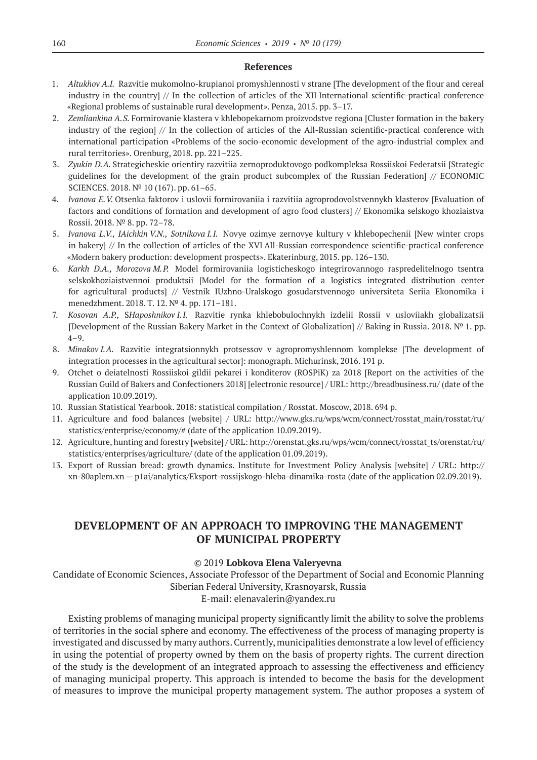**References**

1. *Altukhov A.I.* Razvitie mukomolno-krupianoi promyshlennosti v strane [The development of the flour and cereal industry in the country] // In the collection of articles of the XII International scientific-practical conference «Regional problems of sustainable rural development». Penza, 2015. pp. 3–17.
2. *Zemliankina A.S.* Formirovanie klastera v khlebopekarnom proizvodstve regiona [Cluster formation in the bakery industry of the region] // In the collection of articles of the All-Russian scientific-practical conference with international participation «Problems of the socio-economic development of the agro-industrial complex and rural territories». Orenburg, 2018. pp. 221–225.
3. *Zyukin D.A.* Strategicheskie orientiry razvitiia zernoproduktovogo podkompleksa Rossiiskoi Federatsii [Strategic guidelines for the development of the grain product subcomplex of the Russian Federation] // ECONOMIC SCIENCES. 2018. № 10 (167). pp. 61–65.
4. *Ivanova E.V.* Otsenka faktorov i uslovii formirovaniia i razvitiia agroprodovolstvennykh klasterov [Evaluation of factors and conditions of formation and development of agro food clusters] // Ekonomika selskogo khoziaistva Rossii. 2018. № 8. pp. 72–78.
5. *Ivanova L.V., IAichkin V.N., Sotnikova I.I.* Novye ozimye zernovye kultury v khlebopechenii [New winter crops in bakery] // In the collection of articles of the XVI All-Russian correspondence scientific-practical conference «Modern bakery production: development prospects». Ekaterinburg, 2015. pp. 126–130.
6. *Karkh D.A., Morozova M.P.* Model formirovaniia logisticheskogo integrirovannogo raspredelitelnogo tsentra selskokhoziaistvennoi produktsii [Model for the formation of a logistics integrated distribution center for agricultural products] // Vestnik IUzhno-Uralskogo gosudarstvennogo universiteta Seriia Ekonomika i menedzhment. 2018. T. 12. № 4. pp. 171–181.
7. *Kosovan A.P.,* S*Haposhnikov I.I.* Razvitie rynka khlebobulochnykh izdelii Rossii v usloviiakh globalizatsii [Development of the Russian Bakery Market in the Context of Globalization] // Baking in Russia. 2018. № 1. pp. 4–9.
8. *Minakov I.A.* Razvitie integratsionnykh protsessov v agropromyshlennom komplekse [The development of integration processes in the agricultural sector]: monograph. Michurinsk, 2016. 191 p.
9. Otchet o deiatelnosti Rossiiskoi gildii pekarei i konditerov (ROSPiK) za 2018 [Report on the activities of the Russian Guild of Bakers and Confectioners 2018] [electronic resource] / URL: http://breadbusiness.ru/ (date of the application 10.09.2019).
10. Russian Statistical Yearbook. 2018: statistical compilation / Rosstat. Moscow, 2018. 694 p.
11. Agriculture and food balances [website] / URL: http://www.gks.ru/wps/wcm/connect/rosstat_main/rosstat/ru/statistics/enterprise/economy/# (date of the application 10.09.2019).
12. Agriculture, hunting and forestry [website] / URL: http://orenstat.gks.ru/wps/wcm/connect/rosstat_ts/orenstat/ru/statistics/enterprises/agriculture/ (date of the application 01.09.2019).
13. Export of Russian bread: growth dynamics. Institute for Investment Policy Analysis [website] / URL: http://xn-80aplem.xn — p1ai/analytics/Eksport-rossijskogo-hleba-dinamika-rosta (date of the application 02.09.2019).

## DEVELOPMENT OF AN APPROACH TO IMPROVING THE MANAGEMENT OF MUNICIPAL PROPERTY

© 2019 **Lobkova Elena Valeryevna**

Candidate of Economic Sciences, Associate Professor of the Department of Social and Economic Planning
Siberian Federal University, Krasnoyarsk, Russia
E-mail: elenavalerin@yandex.ru

Existing problems of managing municipal property significantly limit the ability to solve the problems of territories in the social sphere and economy. The effectiveness of the process of managing property is investigated and discussed by many authors. Currently, municipalities demonstrate a low level of efficiency in using the potential of property owned by them on the basis of property rights. The current direction of the study is the development of an integrated approach to assessing the effectiveness and efficiency of managing municipal property. This approach is intended to become the basis for the development of measures to improve the municipal property management system. The author proposes a system of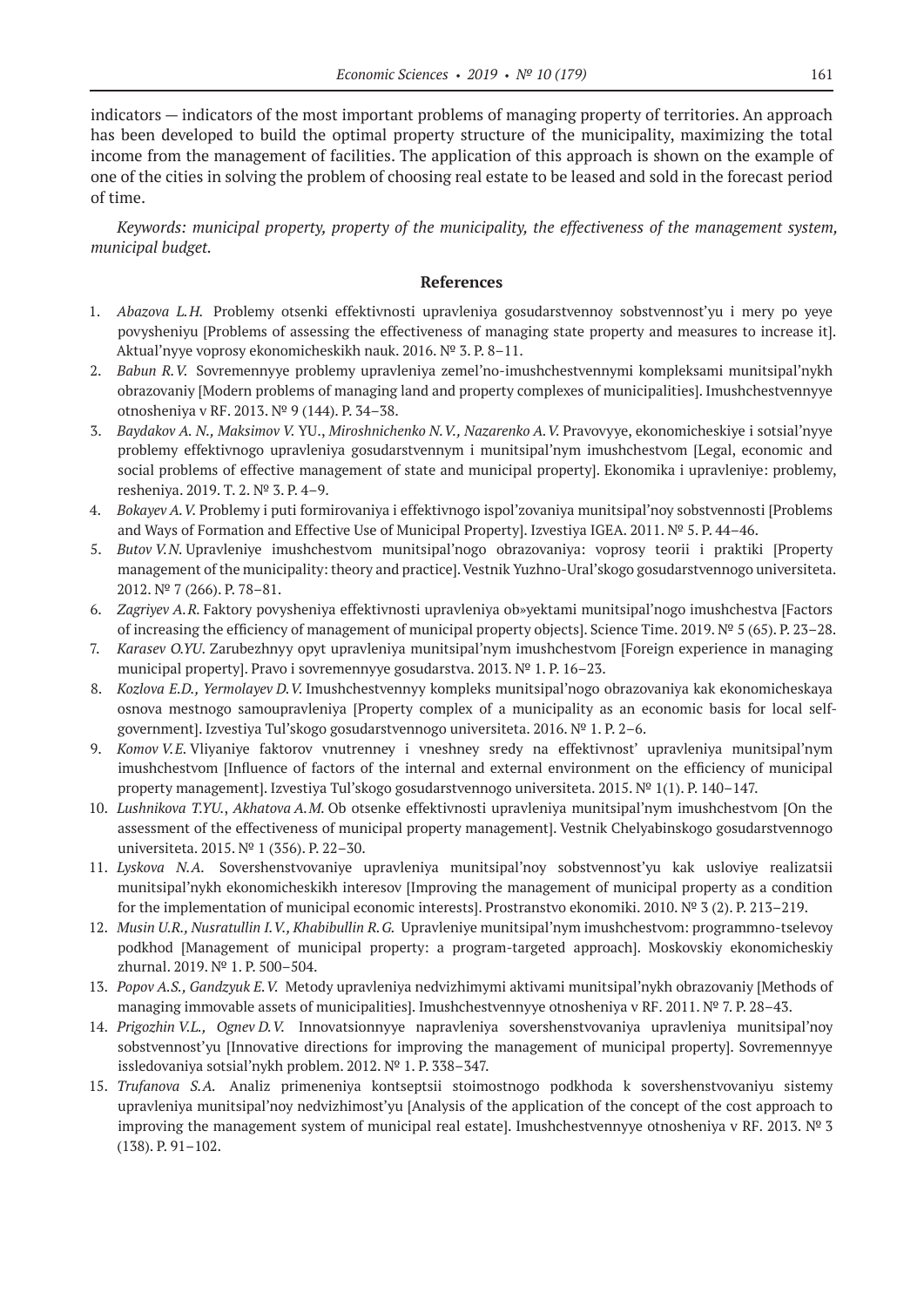indicators — indicators of the most important problems of managing property of territories. An approach has been developed to build the optimal property structure of the municipality, maximizing the total income from the management of facilities. The application of this approach is shown on the example of one of the cities in solving the problem of choosing real estate to be leased and sold in the forecast period of time.

*Keywords: municipal property, property of the municipality, the effectiveness of the management system, municipal budget.*

## References

1. *Abazova L.H.* Problemy otsenki effektivnosti upravleniya gosudarstvennoy sobstvennost'yu i mery po yeye povysheniyu [Problems of assessing the effectiveness of managing state property and measures to increase it]. Aktual'nyye voprosy ekonomicheskikh nauk. 2016. № 3. P. 8–11.
2. *Babun R.V.* Sovremennyye problemy upravleniya zemel'no-imushchestvennymi kompleksami munitsipal'nykh obrazovaniy [Modern problems of managing land and property complexes of municipalities]. Imushchestvennyye otnosheniya v RF. 2013. № 9 (144). P. 34–38.
3. *Baydakov A. N., Maksimov V.* YU., *Miroshnichenko N.V., Nazarenko A.V.* Pravovyye, ekonomicheskiye i sotsial'nyye problemy effektivnogo upravleniya gosudarstvennym i munitsipal'nym imushchestvom [Legal, economic and social problems of effective management of state and municipal property]. Ekonomika i upravleniye: problemy, resheniya. 2019. T. 2. № 3. P. 4–9.
4. *Bokayev A.V.* Problemy i puti formirovaniya i effektivnogo ispol'zovaniya munitsipal'noy sobstvennosti [Problems and Ways of Formation and Effective Use of Municipal Property]. Izvestiya IGEA. 2011. № 5. P. 44–46.
5. *Butov V.N.* Upravleniye imushchestvom munitsipal'nogo obrazovaniya: voprosy teorii i praktiki [Property management of the municipality: theory and practice]. Vestnik Yuzhno-Ural'skogo gosudarstvennogo universiteta. 2012. № 7 (266). P. 78–81.
6. *Zagriyev A.R.* Faktory povysheniya effektivnosti upravleniya ob»yektami munitsipal'nogo imushchestva [Factors of increasing the efficiency of management of municipal property objects]. Science Time. 2019. № 5 (65). P. 23–28.
7. *Karasev O.YU.* Zarubezhnyy opyt upravleniya munitsipal'nym imushchestvom [Foreign experience in managing municipal property]. Pravo i sovremennyye gosudarstva. 2013. № 1. P. 16–23.
8. *Kozlova E.D., Yermolayev D.V.* Imushchestvennyy kompleks munitsipal'nogo obrazovaniya kak ekonomicheskaya osnova mestnogo samoupravleniya [Property complex of a municipality as an economic basis for local self-government]. Izvestiya Tul'skogo gosudarstvennogo universiteta. 2016. № 1. P. 2–6.
9. *Komov V.E.* Vliyaniye faktorov vnutrenney i vneshney sredy na effektivnost' upravleniya munitsipal'nym imushchestvom [Influence of factors of the internal and external environment on the efficiency of municipal property management]. Izvestiya Tul'skogo gosudarstvennogo universiteta. 2015. № 1(1). P. 140–147.
10. *Lushnikova T.YU.*, *Akhatova A.M.* Ob otsenke effektivnosti upravleniya munitsipal'nym imushchestvom [On the assessment of the effectiveness of municipal property management]. Vestnik Chelyabinskogo gosudarstvennogo universiteta. 2015. № 1 (356). P. 22–30.
11. *Lyskova N.A.* Sovershenstvovaniye upravleniya munitsipal'noy sobstvennost'yu kak usloviye realizatsii munitsipal'nykh ekonomicheskikh interesov [Improving the management of municipal property as a condition for the implementation of municipal economic interests]. Prostranstvo ekonomiki. 2010. № 3 (2). P. 213–219.
12. *Musin U.R., Nusratullin I.V., Khabibullin R.G.* Upravleniye munitsipal'nym imushchestvom: programmno-tselevoy podkhod [Management of municipal property: a program-targeted approach]. Moskovskiy ekonomicheskiy zhurnal. 2019. № 1. P. 500–504.
13. *Popov A.S., Gandzyuk E.V.* Metody upravleniya nedvizhimymi aktivami munitsipal'nykh obrazovaniy [Methods of managing immovable assets of municipalities]. Imushchestvennyye otnosheniya v RF. 2011. № 7. P. 28–43.
14. *Prigozhin V.L., Ognev D.V.* Innovatsionnyye napravleniya sovershenstvovaniya upravleniya munitsipal'noy sobstvennost'yu [Innovative directions for improving the management of municipal property]. Sovremennyye issledovaniya sotsial'nykh problem. 2012. № 1. P. 338–347.
15. *Trufanova S.A.* Analiz primeneniya kontseptsii stoimostnogo podkhoda k sovershenstvovaniyu sistemy upravleniya munitsipal'noy nedvizhimost'yu [Analysis of the application of the concept of the cost approach to improving the management system of municipal real estate]. Imushchestvennyye otnosheniya v RF. 2013. № 3 (138). P. 91–102.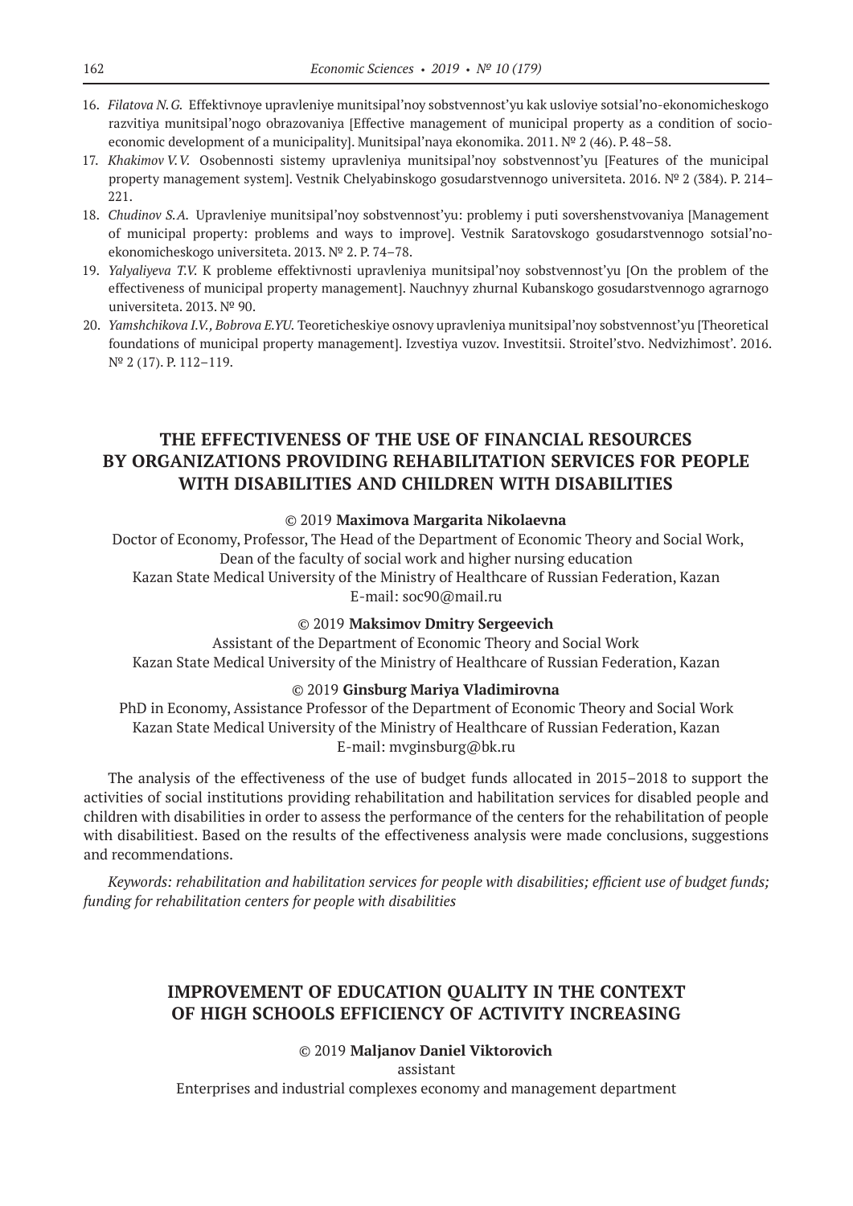16. *Filatova N.G.* Effektivnoye upravleniye munitsipal'noy sobstvennost'yu kak usloviye sotsial'no-ekonomicheskogo razvitiya munitsipal'nogo obrazovaniya [Effective management of municipal property as a condition of socio-economic development of a municipality]. Munitsipal'naya ekonomika. 2011. № 2 (46). P. 48–58.
17. *Khakimov V.V.* Osobennosti sistemy upravleniya munitsipal'noy sobstvennost'yu [Features of the municipal property management system]. Vestnik Chelyabinskogo gosudarstvennogo universiteta. 2016. № 2 (384). P. 214–221.
18. *Chudinov S.A.* Upravleniye munitsipal'noy sobstvennost'yu: problemy i puti sovershenstvovaniya [Management of municipal property: problems and ways to improve]. Vestnik Saratovskogo gosudarstvennogo sotsial'no-ekonomicheskogo universiteta. 2013. № 2. P. 74–78.
19. *Yalyaliyeva T.V.* K probleme effektivnosti upravleniya munitsipal'noy sobstvennost'yu [On the problem of the effectiveness of municipal property management]. Nauchnyy zhurnal Kubanskogo gosudarstvennogo agrarnogo universiteta. 2013. № 90.
20. *Yamshchikova I.V., Bobrova E.YU.* Teoreticheskiye osnovy upravleniya munitsipal'noy sobstvennost'yu [Theoretical foundations of municipal property management]. Izvestiya vuzov. Investitsii. Stroitel'stvo. Nedvizhimost'. 2016. № 2 (17). P. 112–119.

## THE EFFECTIVENESS OF THE USE OF FINANCIAL RESOURCES BY ORGANIZATIONS PROVIDING REHABILITATION SERVICES FOR PEOPLE WITH DISABILITIES AND CHILDREN WITH DISABILITIES

© 2019 **Maximova Margarita Nikolaevna**

Doctor of Economy, Professor, The Head of the Department of Economic Theory and Social Work,
Dean of the faculty of social work and higher nursing education
Kazan State Medical University of the Ministry of Healthcare of Russian Federation, Kazan
E-mail: soc90@mail.ru

© 2019 **Maksimov Dmitry Sergeevich**

Assistant of the Department of Economic Theory and Social Work
Kazan State Medical University of the Ministry of Healthcare of Russian Federation, Kazan

© 2019 **Ginsburg Mariya Vladimirovna**

PhD in Economy, Assistance Professor of the Department of Economic Theory and Social Work
Kazan State Medical University of the Ministry of Healthcare of Russian Federation, Kazan
E-mail: mvginsburg@bk.ru

The analysis of the effectiveness of the use of budget funds allocated in 2015–2018 to support the activities of social institutions providing rehabilitation and habilitation services for disabled people and children with disabilities in order to assess the performance of the centers for the rehabilitation of people with disabilitiest. Based on the results of the effectiveness analysis were made conclusions, suggestions and recommendations.

*Keywords: rehabilitation and habilitation services for people with disabilities; efficient use of budget funds; funding for rehabilitation centers for people with disabilities*

## IMPROVEMENT OF EDUCATION QUALITY IN THE CONTEXT OF HIGH SCHOOLS EFFICIENCY OF ACTIVITY INCREASING

© 2019 **Maljanov Daniel Viktorovich**

assistant

Enterprises and industrial complexes economy and management department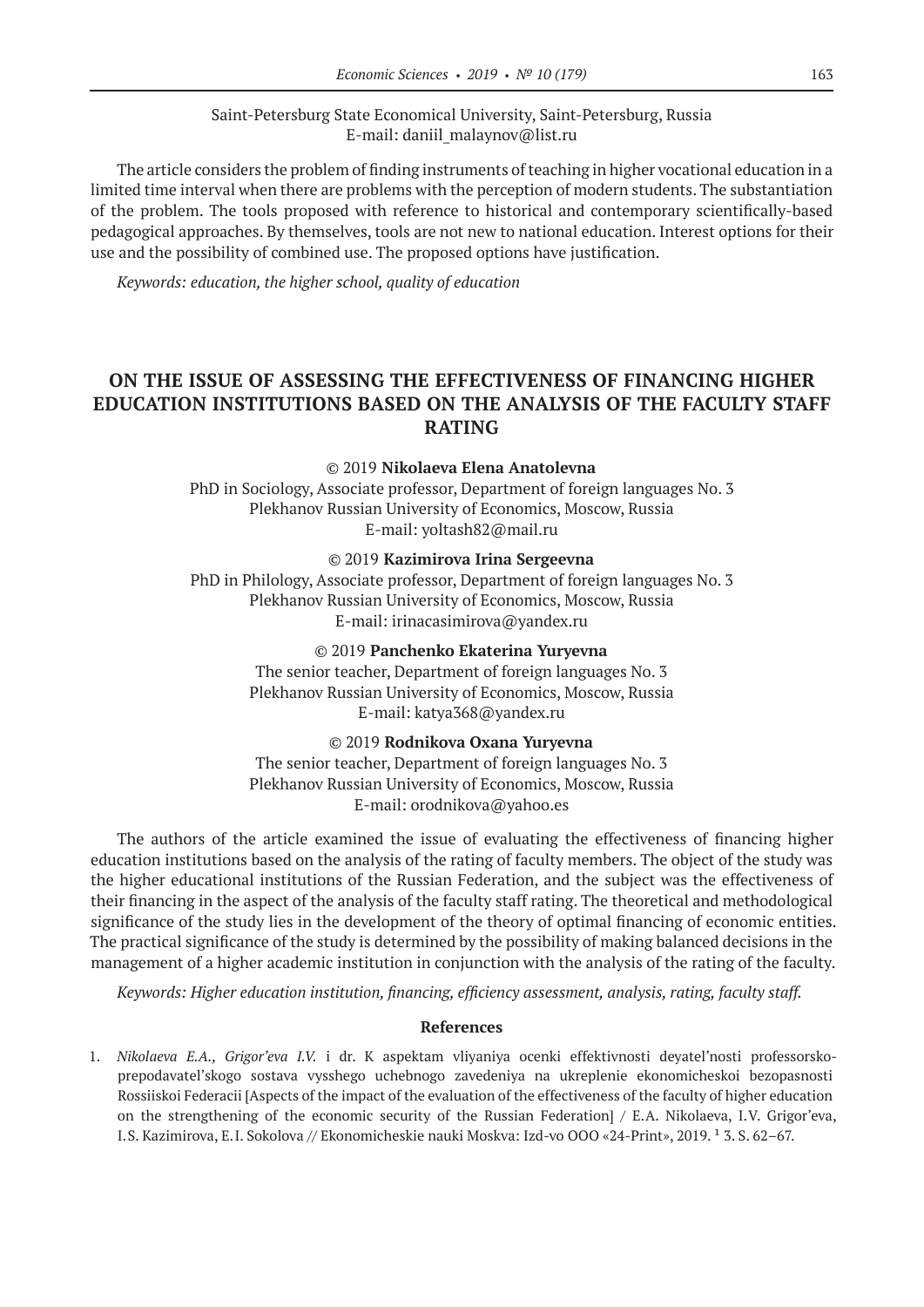Saint-Petersburg State Economical University, Saint-Petersburg, Russia
E-mail: daniil_malaynov@list.ru

The article considers the problem of finding instruments of teaching in higher vocational education in a limited time interval when there are problems with the perception of modern students. The substantiation of the problem. The tools proposed with reference to historical and contemporary scientifically-based pedagogical approaches. By themselves, tools are not new to national education. Interest options for their use and the possibility of combined use. The proposed options have justification.

*Keywords: education, the higher school, quality of education*

## ON THE ISSUE OF ASSESSING THE EFFECTIVENESS OF FINANCING HIGHER EDUCATION INSTITUTIONS BASED ON THE ANALYSIS OF THE FACULTY STAFF RATING

© 2019 **Nikolaeva Elena Anatolevna**
PhD in Sociology, Associate professor, Department of foreign languages No. 3
Plekhanov Russian University of Economics, Moscow, Russia
E-mail: yoltash82@mail.ru

© 2019 **Kazimirova Irina Sergeevna**
PhD in Philology, Associate professor, Department of foreign languages No. 3
Plekhanov Russian University of Economics, Moscow, Russia
E-mail: irinacasimirova@yandex.ru

© 2019 **Panchenko Ekaterina Yuryevna**
The senior teacher, Department of foreign languages No. 3
Plekhanov Russian University of Economics, Moscow, Russia
E-mail: katya368@yandex.ru

© 2019 **Rodnikova Oxana Yuryevna**
The senior teacher, Department of foreign languages No. 3
Plekhanov Russian University of Economics, Moscow, Russia
E-mail: orodnikova@yahoo.es

The authors of the article examined the issue of evaluating the effectiveness of financing higher education institutions based on the analysis of the rating of faculty members. The object of the study was the higher educational institutions of the Russian Federation, and the subject was the effectiveness of their financing in the aspect of the analysis of the faculty staff rating. The theoretical and methodological significance of the study lies in the development of the theory of optimal financing of economic entities. The practical significance of the study is determined by the possibility of making balanced decisions in the management of a higher academic institution in conjunction with the analysis of the rating of the faculty.

*Keywords: Higher education institution, financing, efficiency assessment, analysis, rating, faculty staff.*

### References

1. *Nikolaeva E.A., Grigor'eva I.V.* i dr. K aspektam vliyaniya ocenki effektivnosti deyatel'nosti professorsko-prepodavatel'skogo sostava vysshego uchebnogo zavedeniya na ukreplenie ekonomicheskoi bezopasnosti Rossiiskoi Federacii [Aspects of the impact of the evaluation of the effectiveness of the faculty of higher education on the strengthening of the economic security of the Russian Federation] / E.A. Nikolaeva, I.V. Grigor'eva, I.S. Kazimirova, E.I. Sokolova // Ekonomicheskie nauki Moskva: Izd-vo OOO «24-Print», 2019. № 3. S. 62–67.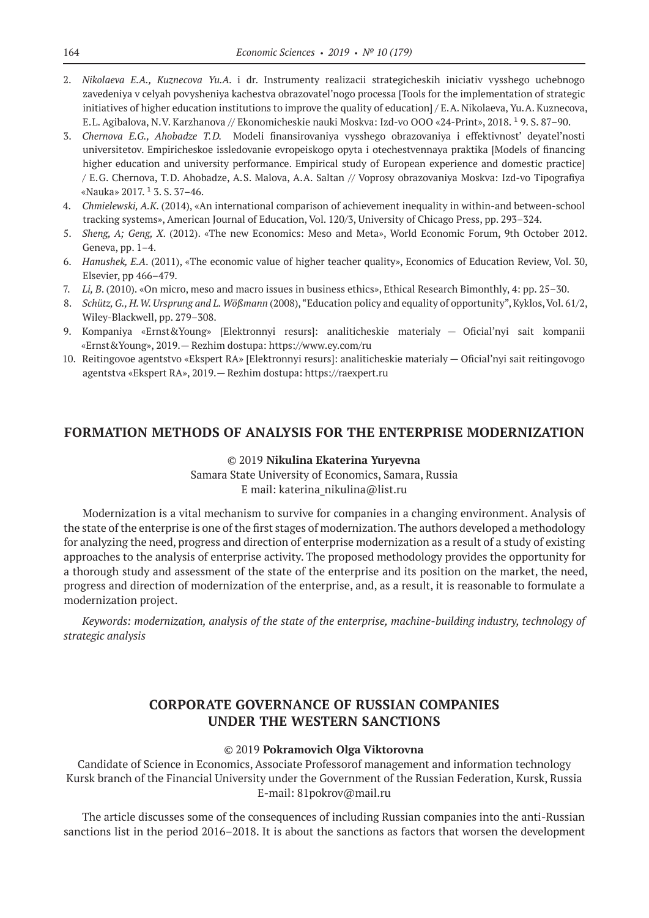2. *Nikolaeva E.A., Kuznecova Yu.A.* i dr. Instrumenty realizacii strategicheskih iniciativ vysshego uchebnogo zavedeniya v celyah povysheniya kachestva obrazovatel'nogo processa [Tools for the implementation of strategic initiatives of higher education institutions to improve the quality of education] / E.A. Nikolaeva, Yu.A. Kuznecova, E.L. Agibalova, N.V. Karzhanova // Ekonomicheskie nauki Moskva: Izd-vo OOO «24-Print», 2018. № 9. S. 87–90.
3. *Chernova E.G., Ahobadze T.D.* Modeli finansirovaniya vysshego obrazovaniya i effektivnost' deyatel'nosti universitetov. Empiricheskoe issledovanie evropeiskogo opyta i otechestvennaya praktika [Models of financing higher education and university performance. Empirical study of European experience and domestic practice] / E.G. Chernova, T.D. Ahobadze, A.S. Malova, A.A. Saltan // Voprosy obrazovaniya Moskva: Izd-vo Tipografiya «Nauka» 2017. № 3. S. 37–46.
4. *Chmielewski, A.K.* (2014), «An international comparison of achievement inequality in within-and between-school tracking systems», American Journal of Education, Vol. 120/3, University of Chicago Press, pp. 293–324.
5. *Sheng, A; Geng, X.* (2012). «The new Economics: Meso and Meta», World Economic Forum, 9th October 2012. Geneva, pp. 1–4.
6. *Hanushek, E.A.* (2011), «The economic value of higher teacher quality», Economics of Education Review, Vol. 30, Elsevier, pp 466–479.
7. *Li, B.* (2010). «On micro, meso and macro issues in business ethics», Ethical Research Bimonthly, 4: pp. 25–30.
8. *Schütz, G., H.W. Ursprung and L. Wößmann* (2008), "Education policy and equality of opportunity", Kyklos, Vol. 61/2, Wiley-Blackwell, pp. 279–308.
9. Kompaniya «Ernst&Young» [Elektronnyi resurs]: analiticheskie materialy — Oficial'nyi sait kompanii «Ernst&Young», 2019.— Rezhim dostupa: https://www.ey.com/ru
10. Reitingovoe agentstvo «Ekspert RA» [Elektronnyi resurs]: analiticheskie materialy — Oficial'nyi sait reitingovogo agentstva «Ekspert RA», 2019.— Rezhim dostupa: https://raexpert.ru

## FORMATION METHODS OF ANALYSIS FOR THE ENTERPRISE MODERNIZATION

© 2019 **Nikulina Ekaterina Yuryevna**
Samara State University of Economics, Samara, Russia
E mail: katerina_nikulina@list.ru

Modernization is a vital mechanism to survive for companies in a changing environment. Analysis of the state of the enterprise is one of the first stages of modernization. The authors developed a methodology for analyzing the need, progress and direction of enterprise modernization as a result of a study of existing approaches to the analysis of enterprise activity. The proposed methodology provides the opportunity for a thorough study and assessment of the state of the enterprise and its position on the market, the need, progress and direction of modernization of the enterprise, and, as a result, it is reasonable to formulate a modernization project.

*Keywords: modernization, analysis of the state of the enterprise, machine-building industry, technology of strategic analysis*

## CORPORATE GOVERNANCE OF RUSSIAN COMPANIES UNDER THE WESTERN SANCTIONS

© 2019 **Pokramovich Olga Viktorovna**
Candidate of Science in Economics, Associate Professorof management and information technology
Kursk branch of the Financial University under the Government of the Russian Federation, Kursk, Russia
E-mail: 81pokrov@mail.ru

The article discusses some of the consequences of including Russian companies into the anti-Russian sanctions list in the period 2016–2018. It is about the sanctions as factors that worsen the development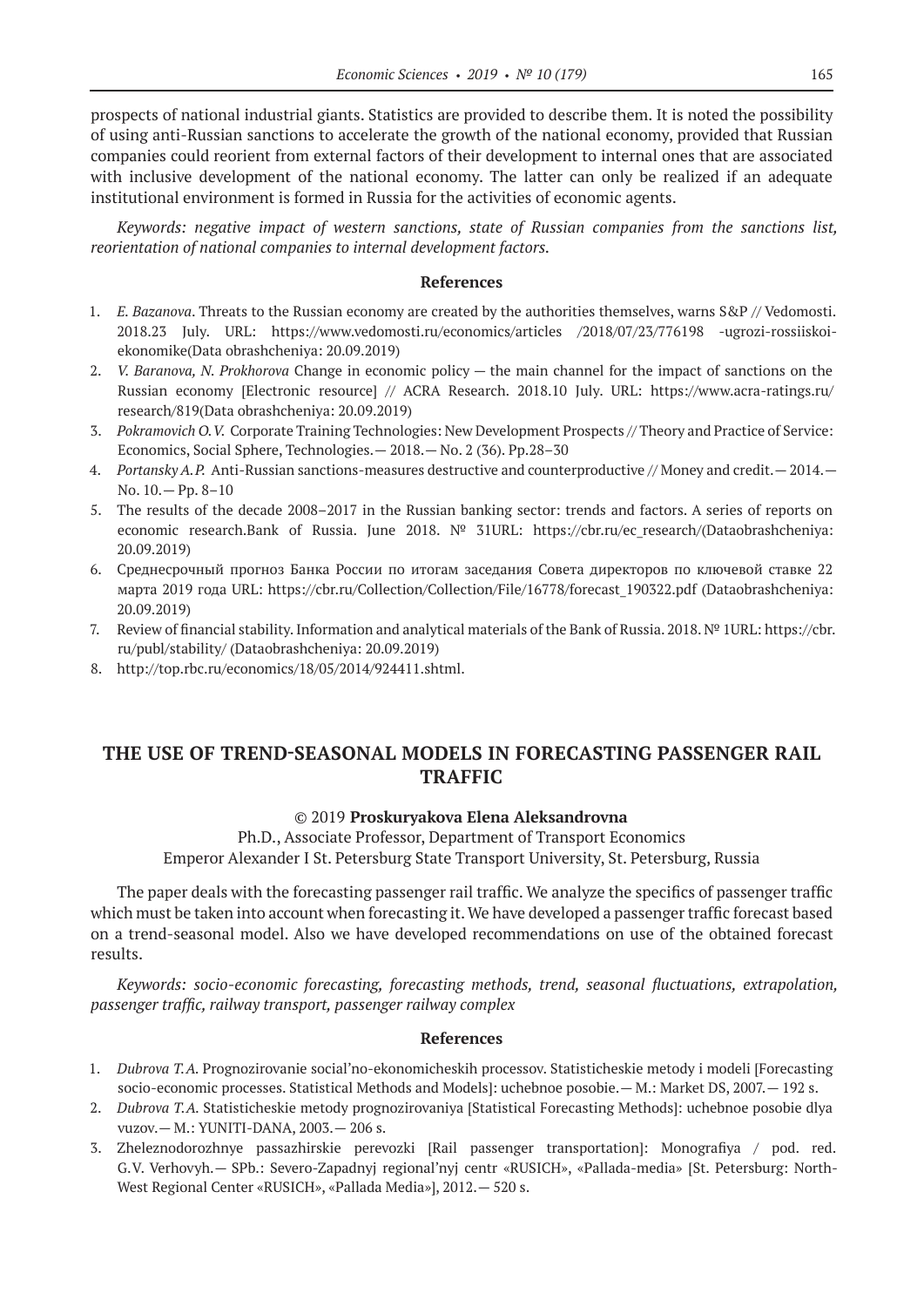prospects of national industrial giants. Statistics are provided to describe them. It is noted the possibility of using anti-Russian sanctions to accelerate the growth of the national economy, provided that Russian companies could reorient from external factors of their development to internal ones that are associated with inclusive development of the national economy. The latter can only be realized if an adequate institutional environment is formed in Russia for the activities of economic agents.

*Keywords: negative impact of western sanctions, state of Russian companies from the sanctions list, reorientation of national companies to internal development factors.*

**References**

1. *E. Bazanova*. Threats to the Russian economy are created by the authorities themselves, warns S&P // Vedomosti. 2018.23 July. URL: https://www.vedomosti.ru/economics/articles /2018/07/23/776198 -ugrozi-rossiiskoi-ekonomike(Data obrashcheniya: 20.09.2019)
2. *V. Baranova, N. Prokhorova* Change in economic policy — the main channel for the impact of sanctions on the Russian economy [Electronic resource] // ACRA Research. 2018.10 July. URL: https://www.acra-ratings.ru/research/819(Data obrashcheniya: 20.09.2019)
3. *Pokramovich O.V.* Corporate Training Technologies: New Development Prospects // Theory and Practice of Service: Economics, Social Sphere, Technologies.— 2018.— No. 2 (36). Pp.28–30
4. *Portansky A.P.* Anti-Russian sanctions-measures destructive and counterproductive // Money and credit.— 2014.— No. 10.— Pp. 8–10
5. The results of the decade 2008–2017 in the Russian banking sector: trends and factors. A series of reports on economic research.Bank of Russia. June 2018. № 31URL: https://cbr.ru/ec_research/(Dataobrashcheniya: 20.09.2019)
6. Среднесрочный прогноз Банка России по итогам заседания Совета директоров по ключевой ставке 22 марта 2019 года URL: https://cbr.ru/Collection/Collection/File/16778/forecast_190322.pdf (Dataobrashcheniya: 20.09.2019)
7. Review of financial stability. Information and analytical materials of the Bank of Russia. 2018. № 1URL: https://cbr.ru/publ/stability/ (Dataobrashcheniya: 20.09.2019)
8. http://top.rbc.ru/economics/18/05/2014/924411.shtml.

## THE USE OF TREND-SEASONAL MODELS IN FORECASTING PASSENGER RAIL TRAFFIC

© 2019 **Proskuryakova Elena Aleksandrovna**

Ph.D., Associate Professor, Department of Transport Economics
Emperor Alexander I St. Petersburg State Transport University, St. Petersburg, Russia

The paper deals with the forecasting passenger rail traffic. We analyze the specifics of passenger traffic which must be taken into account when forecasting it. We have developed a passenger traffic forecast based on a trend-seasonal model. Also we have developed recommendations on use of the obtained forecast results.

*Keywords: socio-economic forecasting, forecasting methods, trend, seasonal fluctuations, extrapolation, passenger traffic, railway transport, passenger railway complex*

**References**

1. *Dubrova T.A.* Prognozirovanie social'no-ekonomicheskih processov. Statisticheskie metody i modeli [Forecasting socio-economic processes. Statistical Methods and Models]: uchebnoe posobie.— M.: Market DS, 2007.— 192 s.
2. *Dubrova T.A.* Statisticheskie metody prognozirovaniya [Statistical Forecasting Methods]: uchebnoe posobie dlya vuzov.— M.: YUNITI-DANA, 2003.— 206 s.
3. Zheleznodorozhnye passazhirskie perevozki [Rail passenger transportation]: Monografiya / pod. red. G.V. Verhovyh.— SPb.: Severo-Zapadnyj regional'nyj centr «RUSICH», «Pallada-media» [St. Petersburg: North-West Regional Center «RUSICH», «Pallada Media»], 2012.— 520 s.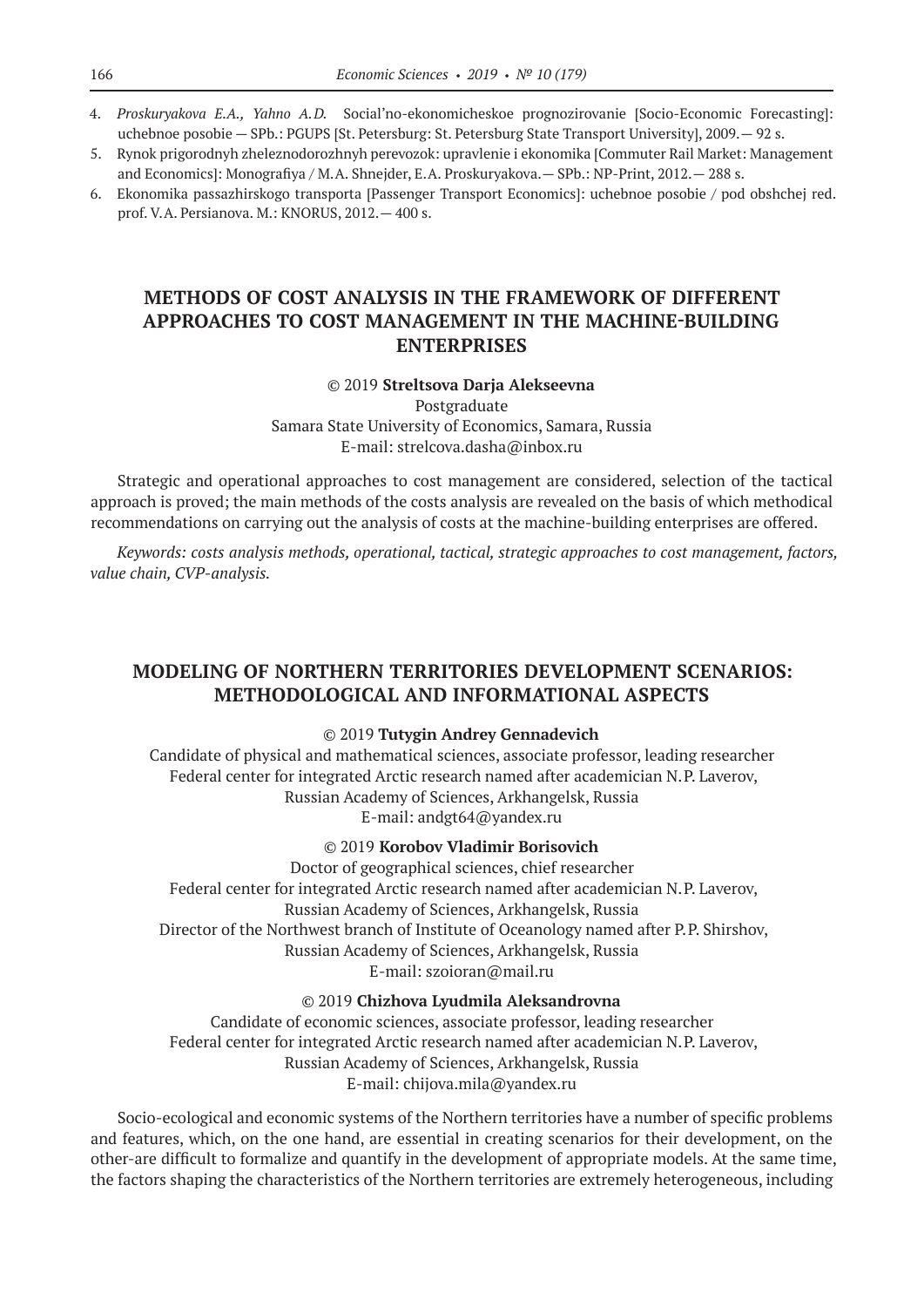4. *Proskuryakova E.A., Yahno A.D.* Social'no-ekonomicheskoe prognozirovanie [Socio-Economic Forecasting]: uchebnoe posobie — SPb.: PGUPS [St. Petersburg: St. Petersburg State Transport University], 2009.— 92 s.
5. Rynok prigorodnyh zheleznodorozhnyh perevozok: upravlenie i ekonomika [Commuter Rail Market: Management and Economics]: Monografiya / M.A. Shnejder, E.A. Proskuryakova.— SPb.: NP-Print, 2012.— 288 s.
6. Ekonomika passazhirskogo transporta [Passenger Transport Economics]: uchebnoe posobie / pod obshchej red. prof. V.A. Persianova. M.: KNORUS, 2012.— 400 s.

## METHODS OF COST ANALYSIS IN THE FRAMEWORK OF DIFFERENT APPROACHES TO COST MANAGEMENT IN THE MACHINE-BUILDING ENTERPRISES

© 2019 **Streltsova Darja Alekseevna**
Postgraduate
Samara State University of Economics, Samara, Russia
E-mail: strelcova.dasha@inbox.ru

Strategic and operational approaches to cost management are considered, selection of the tactical approach is proved; the main methods of the costs analysis are revealed on the basis of which methodical recommendations on carrying out the analysis of costs at the machine-building enterprises are offered.

*Keywords: costs analysis methods, operational, tactical, strategic approaches to cost management, factors, value chain, CVP-analysis.*

## MODELING OF NORTHERN TERRITORIES DEVELOPMENT SCENARIOS: METHODOLOGICAL AND INFORMATIONAL ASPECTS

© 2019 **Tutygin Andrey Gennadevich**
Candidate of physical and mathematical sciences, associate professor, leading researcher
Federal center for integrated Arctic research named after academician N.P. Laverov,
Russian Academy of Sciences, Arkhangelsk, Russia
E-mail: andgt64@yandex.ru

© 2019 **Korobov Vladimir Borisovich**
Doctor of geographical sciences, chief researcher
Federal center for integrated Arctic research named after academician N.P. Laverov,
Russian Academy of Sciences, Arkhangelsk, Russia
Director of the Northwest branch of Institute of Oceanology named after P.P. Shirshov,
Russian Academy of Sciences, Arkhangelsk, Russia
E-mail: szoioran@mail.ru

© 2019 **Chizhova Lyudmila Aleksandrovna**
Candidate of economic sciences, associate professor, leading researcher
Federal center for integrated Arctic research named after academician N.P. Laverov,
Russian Academy of Sciences, Arkhangelsk, Russia
E-mail: chijova.mila@yandex.ru

Socio-ecological and economic systems of the Northern territories have a number of specific problems and features, which, on the one hand, are essential in creating scenarios for their development, on the other-are difficult to formalize and quantify in the development of appropriate models. At the same time, the factors shaping the characteristics of the Northern territories are extremely heterogeneous, including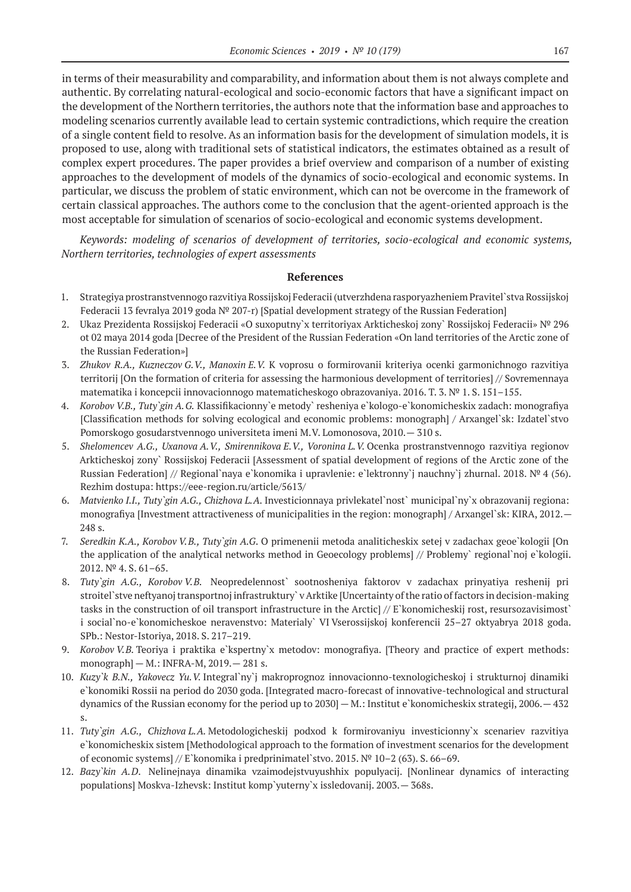in terms of their measurability and comparability, and information about them is not always complete and authentic. By correlating natural-ecological and socio-economic factors that have a significant impact on the development of the Northern territories, the authors note that the information base and approaches to modeling scenarios currently available lead to certain systemic contradictions, which require the creation of a single content field to resolve. As an information basis for the development of simulation models, it is proposed to use, along with traditional sets of statistical indicators, the estimates obtained as a result of complex expert procedures. The paper provides a brief overview and comparison of a number of existing approaches to the development of models of the dynamics of socio-ecological and economic systems. In particular, we discuss the problem of static environment, which can not be overcome in the framework of certain classical approaches. The authors come to the conclusion that the agent-oriented approach is the most acceptable for simulation of scenarios of socio-ecological and economic systems development.

*Keywords: modeling of scenarios of development of territories, socio-ecological and economic systems, Northern territories, technologies of expert assessments*

## References

1. Strategiya prostranstvennogo razvitiya Rossijskoj Federacii (utverzhdena rasporyazheniem Pravitel`stva Rossijskoj Federacii 13 fevralya 2019 goda № 207-r) [Spatial development strategy of the Russian Federation]
2. Ukaz Prezidenta Rossijskoj Federacii «O suxoputny`x territoriyax Arkticheskoj zony` Rossijskoj Federacii» № 296 ot 02 maya 2014 goda [Decree of the President of the Russian Federation «On land territories of the Arctic zone of the Russian Federation»]
3. *Zhukov R.A., Kuzneczov G.V., Manoxin E.V.* K voprosu o formirovanii kriteriya ocenki garmonichnogo razvitiya territorij [On the formation of criteria for assessing the harmonious development of territories] // Sovremennaya matematika i koncepcii innovacionnogo matematicheskogo obrazovaniya. 2016. T. 3. № 1. S. 151–155.
4. *Korobov V.B., Tuty`gin A.G.* Klassifikacionny`e metody` resheniya e`kologo-e`konomicheskix zadach: monografiya [Classification methods for solving ecological and economic problems: monograph] / Arxangel`sk: Izdatel`stvo Pomorskogo gosudarstvennogo universiteta imeni M.V. Lomonosova, 2010. — 310 s.
5. *Shelomencev A.G., Uxanova A.V., Smirennikova E.V., Voronina L.V.* Ocenka prostranstvennogo razvitiya regionov Arkticheskoj zony` Rossijskoj Federacii [Assessment of spatial development of regions of the Arctic zone of the Russian Federation] // Regional`naya e`konomika i upravlenie: e`lektronny`j nauchny`j zhurnal. 2018. № 4 (56). Rezhim dostupa: https://eee-region.ru/article/5613/
6. *Matvienko I.I., Tuty`gin A.G., Chizhova L.A.* Investicionnaya privlekatel`nost` municipal`ny`x obrazovanij regiona: monografiya [Investment attractiveness of municipalities in the region: monograph] / Arxangel`sk: KIRA, 2012. — 248 s.
7. *Seredkin K.A., Korobov V.B., Tuty`gin A.G.* O primenenii metoda analiticheskix setej v zadachax geoe`kologii [On the application of the analytical networks method in Geoecology problems] // Problemy` regional`noj e`kologii. 2012. № 4. S. 61–65.
8. *Tuty`gin A.G., Korobov V.B.* Neopredelennost` sootnosheniya faktorov v zadachax prinyatiya reshenij pri stroitel`stve neftyanoj transportnoj infrastruktury` v Arktike [Uncertainty of the ratio of factors in decision-making tasks in the construction of oil transport infrastructure in the Arctic] // E`konomicheskij rost, resursozavisimost` i social`no-e`konomicheskoe neravenstvo: Materialy` VI Vserossijskoj konferencii 25–27 oktyabrya 2018 goda. SPb.: Nestor-Istoriya, 2018. S. 217–219.
9. *Korobov V.B.* Teoriya i praktika e`kspertny`x metodov: monografiya. [Theory and practice of expert methods: monograph] — M.: INFRA-M, 2019. — 281 s.
10. *Kuzy`k B.N., Yakovecz Yu.V.* Integral`ny`j makroprognoz innovacionno-texnologicheskoj i strukturnoj dinamiki e`konomiki Rossii na period do 2030 goda. [Integrated macro-forecast of innovative-technological and structural dynamics of the Russian economy for the period up to 2030] — M.: Institut e`konomicheskix strategij, 2006. — 432 s.
11. *Tuty`gin A.G., Chizhova L.A.* Metodologicheskij podxod k formirovaniyu investicionny`x scenariev razvitiya e`konomicheskix sistem [Methodological approach to the formation of investment scenarios for the development of economic systems] // E`konomika i predprinimatel`stvo. 2015. № 10–2 (63). S. 66–69.
12. *Bazy`kin A.D.* Nelinejnaya dinamika vzaimodejstvuyushhix populyacij. [Nonlinear dynamics of interacting populations] Moskva-Izhevsk: Institut komp`yuterny`x issledovanij. 2003. — 368s.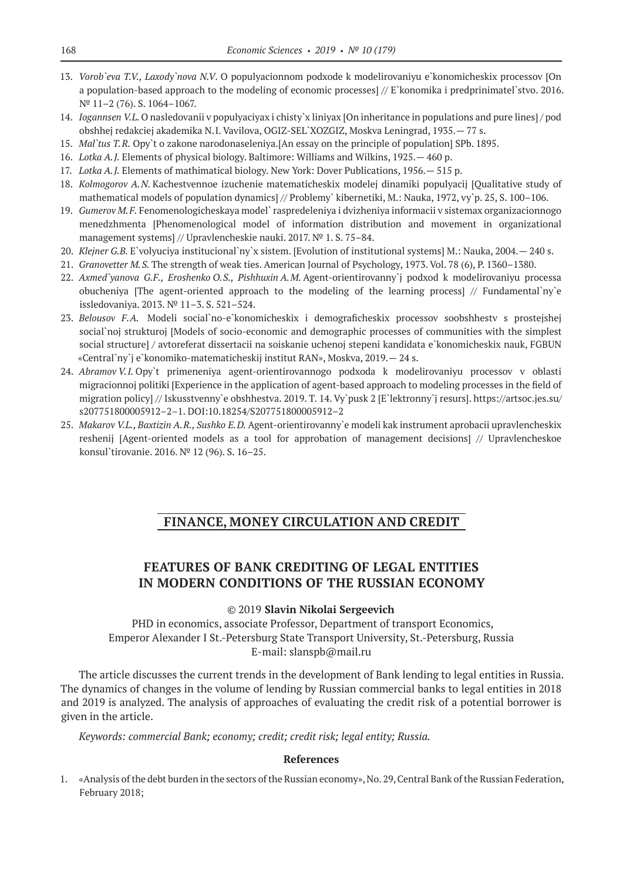13. *Vorob`eva T.V., Laxody`nova N.V*. O populyacionnom podxode k modelirovaniyu e`konomicheskix processov [On a population-based approach to the modeling of economic processes] // E`konomika i predprinimatel`stvo. 2016. № 11–2 (76). S. 1064–1067.
14. *Iogannsen V.L.* O nasledovanii v populyaciyax i chisty`x liniyax [On inheritance in populations and pure lines] / pod obshhej redakciej akademika N. I. Vavilova, OGIZ-SEL`XOZGIZ, Moskva Leningrad, 1935. — 77 s.
15. *Mal`tus T.R.* Opy`t o zakone narodonaseleniya.[An essay on the principle of population] SPb. 1895.
16. *Lotka A.J.* Elements of physical biology. Baltimore: Williams and Wilkins, 1925. — 460 p.
17. *Lotka A.J.* Elements of mathimatical biology. New York: Dover Publications, 1956. — 515 p.
18. *Kolmogorov A.N.* Kachestvennoe izuchenie matematicheskix modelej dinamiki populyacij [Qualitative study of mathematical models of population dynamics] // Problemy` kibernetiki, M.: Nauka, 1972, vy`p. 25, S. 100–106.
19. *Gumerov M.F.* Fenomenologicheskaya model` raspredeleniya i dvizheniya informacii v sistemax organizacionnogo menedzhmenta [Phenomenological model of information distribution and movement in organizational management systems] // Upravlencheskie nauki. 2017. № 1. S. 75–84.
20. *Klejner G.B.* E`volyuciya institucional`ny`x sistem. [Evolution of institutional systems] M.: Nauka, 2004. — 240 s.
21. *Granovetter M.S.* The strength of weak ties. American Journal of Psychology, 1973. Vol. 78 (6), P. 1360–1380.
22. *Axmed`yanova G.F., Eroshenko O.S., Pishhuxin A.M.* Agent-orientirovanny`j podxod k modelirovaniyu processa obucheniya [The agent-oriented approach to the modeling of the learning process] // Fundamental`ny`e issledovaniya. 2013. № 11–3. S. 521–524.
23. *Belousov F.A.* Modeli social`no-e`konomicheskix i demograficheskix processov soobshhestv s prostejshej social`noj strukturoj [Models of socio-economic and demographic processes of communities with the simplest social structure] / avtoreferat dissertacii na soiskanie uchenoj stepeni kandidata e`konomicheskix nauk, FGBUN «Central`ny`j e`konomiko-matematicheskij institut RAN», Moskva, 2019. — 24 s.
24. *Abramov V.I.* Opy`t primeneniya agent-orientirovannogo podxoda k modelirovaniyu processov v oblasti migracionnoj politiki [Experience in the application of agent-based approach to modeling processes in the field of migration policy] // Iskusstvenny`e obshhestva. 2019. T. 14. Vy`pusk 2 [E`lektronny`j resurs]. https://artsoc.jes.su/s207751800005912–2–1. DOI:10.18254/S207751800005912–2
25. *Makarov V.L., Baxtizin A.R., Sushko E.D.* Agent-orientirovanny`e modeli kak instrument aprobacii upravlencheskix reshenij [Agent-oriented models as a tool for approbation of management decisions] // Upravlencheskoe konsul`tirovanie. 2016. № 12 (96). S. 16–25.

## FINANCE, MONEY CIRCULATION AND CREDIT

## FEATURES OF BANK CREDITING OF LEGAL ENTITIES IN MODERN CONDITIONS OF THE RUSSIAN ECONOMY

© 2019 **Slavin Nikolai Sergeevich**

PHD in economics, associate Professor, Department of transport Economics,
Emperor Alexander I St.-Petersburg State Transport University, St.-Petersburg, Russia
E-mail: slanspb@mail.ru

The article discusses the current trends in the development of Bank lending to legal entities in Russia. The dynamics of changes in the volume of lending by Russian commercial banks to legal entities in 2018 and 2019 is analyzed. The analysis of approaches of evaluating the credit risk of a potential borrower is given in the article.

*Keywords: commercial Bank; economy; credit; credit risk; legal entity; Russia.*

### References

1. «Analysis of the debt burden in the sectors of the Russian economy», No. 29, Central Bank of the Russian Federation, February 2018;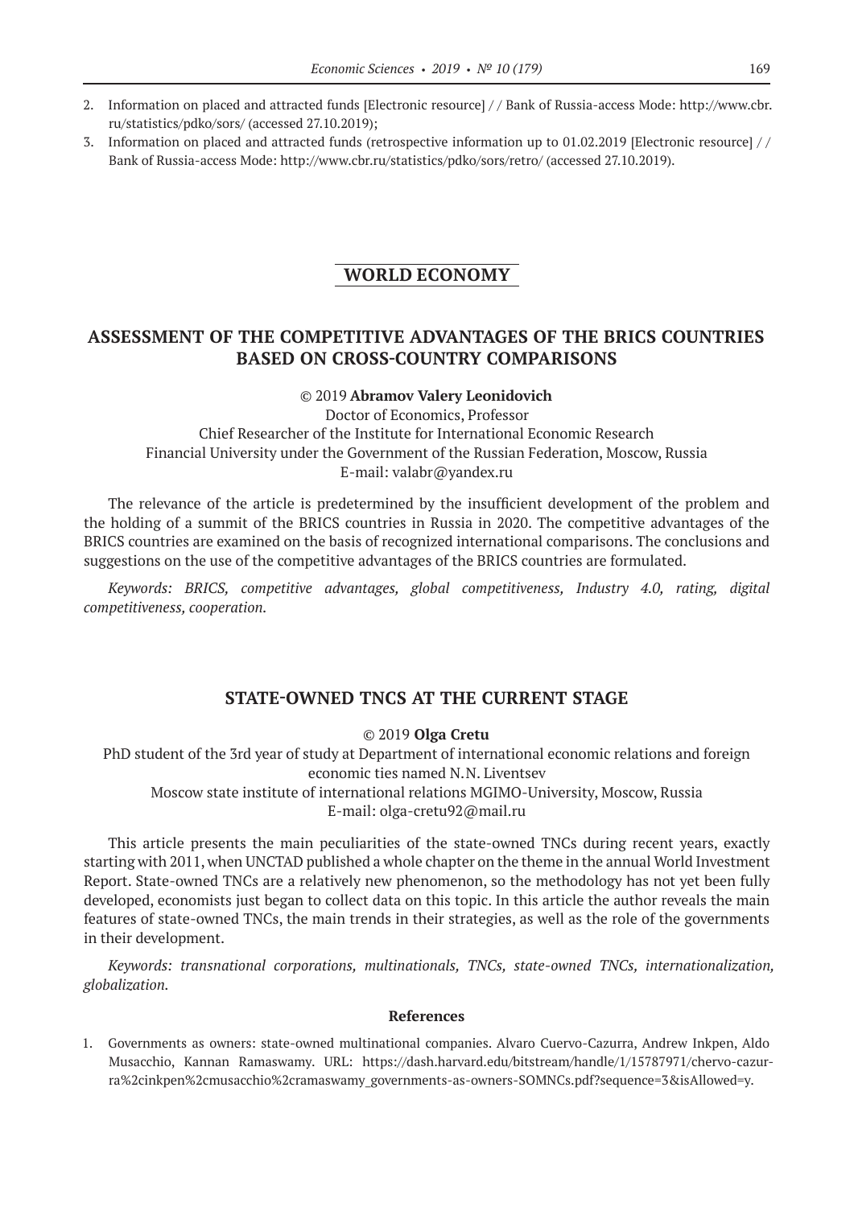2. Information on placed and attracted funds [Electronic resource] / / Bank of Russia-access Mode: http://www.cbr.ru/statistics/pdko/sors/ (accessed 27.10.2019);
3. Information on placed and attracted funds (retrospective information up to 01.02.2019 [Electronic resource] / / Bank of Russia-access Mode: http://www.cbr.ru/statistics/pdko/sors/retro/ (accessed 27.10.2019).

# WORLD ECONOMY

## ASSESSMENT OF THE COMPETITIVE ADVANTAGES OF THE BRICS COUNTRIES BASED ON CROSS-COUNTRY COMPARISONS

© 2019 **Abramov Valery Leonidovich**
Doctor of Economics, Professor
Chief Researcher of the Institute for International Economic Research
Financial University under the Government of the Russian Federation, Moscow, Russia
E-mail: valabr@yandex.ru

The relevance of the article is predetermined by the insufficient development of the problem and the holding of a summit of the BRICS countries in Russia in 2020. The competitive advantages of the BRICS countries are examined on the basis of recognized international comparisons. The conclusions and suggestions on the use of the competitive advantages of the BRICS countries are formulated.

*Keywords: BRICS, competitive advantages, global competitiveness, Industry 4.0, rating, digital competitiveness, cooperation.*

## STATE-OWNED TNCS AT THE CURRENT STAGE

© 2019 **Olga Cretu**
PhD student of the 3rd year of study at Department of international economic relations and foreign economic ties named N.N. Liventsev
Moscow state institute of international relations MGIMO-University, Moscow, Russia
E-mail: olga-cretu92@mail.ru

This article presents the main peculiarities of the state-owned TNCs during recent years, exactly starting with 2011, when UNCTAD published a whole chapter on the theme in the annual World Investment Report. State-owned TNCs are a relatively new phenomenon, so the methodology has not yet been fully developed, economists just began to collect data on this topic. In this article the author reveals the main features of state-owned TNCs, the main trends in their strategies, as well as the role of the governments in their development.

*Keywords: transnational corporations, multinationals, TNCs, state-owned TNCs, internationalization, globalization.*

### References

1. Governments as owners: state-owned multinational companies. Alvaro Cuervo-Cazurra, Andrew Inkpen, Aldo Musacchio, Kannan Ramaswamy. URL: https://dash.harvard.edu/bitstream/handle/1/15787971/chervo-cazurra%2cinkpen%2cmusacchio%2cramaswamy_governments-as-owners-SOMNCs.pdf?sequence=3&isAllowed=y.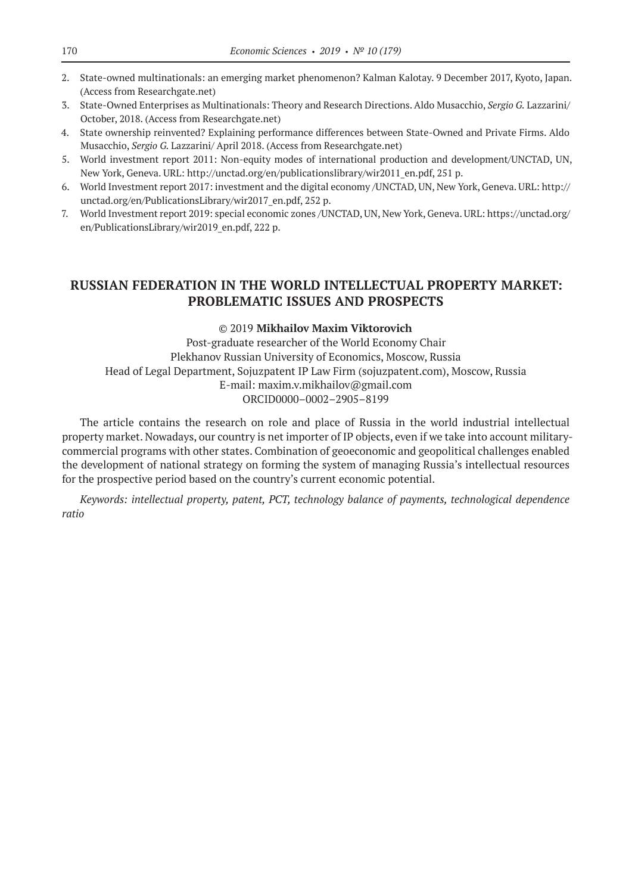2. State-owned multinationals: an emerging market phenomenon? Kalman Kalotay. 9 December 2017, Kyoto, Japan. (Access from Researchgate.net)
3. State-Owned Enterprises as Multinationals: Theory and Research Directions. Aldo Musacchio, *Sergio G.* Lazzarini/ October, 2018. (Access from Researchgate.net)
4. State ownership reinvented? Explaining performance differences between State-Owned and Private Firms. Aldo Musacchio, *Sergio G.* Lazzarini/ April 2018. (Access from Researchgate.net)
5. World investment report 2011: Non-equity modes of international production and development/UNCTAD, UN, New York, Geneva. URL: http://unctad.org/en/publicationslibrary/wir2011_en.pdf, 251 p.
6. World Investment report 2017: investment and the digital economy /UNCTAD, UN, New York, Geneva. URL: http://unctad.org/en/PublicationsLibrary/wir2017_en.pdf, 252 p.
7. World Investment report 2019: special economic zones /UNCTAD, UN, New York, Geneva. URL: https://unctad.org/en/PublicationsLibrary/wir2019_en.pdf, 222 p.

# RUSSIAN FEDERATION IN THE WORLD INTELLECTUAL PROPERTY MARKET: PROBLEMATIC ISSUES AND PROSPECTS

© 2019 **Mikhailov Maxim Viktorovich**

Post-graduate researcher of the World Economy Chair
Plekhanov Russian University of Economics, Moscow, Russia
Head of Legal Department, Sojuzpatent IP Law Firm (sojuzpatent.com), Moscow, Russia
E-mail: maxim.v.mikhailov@gmail.com
ORCID0000–0002–2905–8199

The article contains the research on role and place of Russia in the world industrial intellectual property market. Nowadays, our country is net importer of IP objects, even if we take into account military-commercial programs with other states. Combination of geoeconomic and geopolitical challenges enabled the development of national strategy on forming the system of managing Russia's intellectual resources for the prospective period based on the country's current economic potential.

*Keywords: intellectual property, patent, PCT, technology balance of payments, technological dependence ratio*